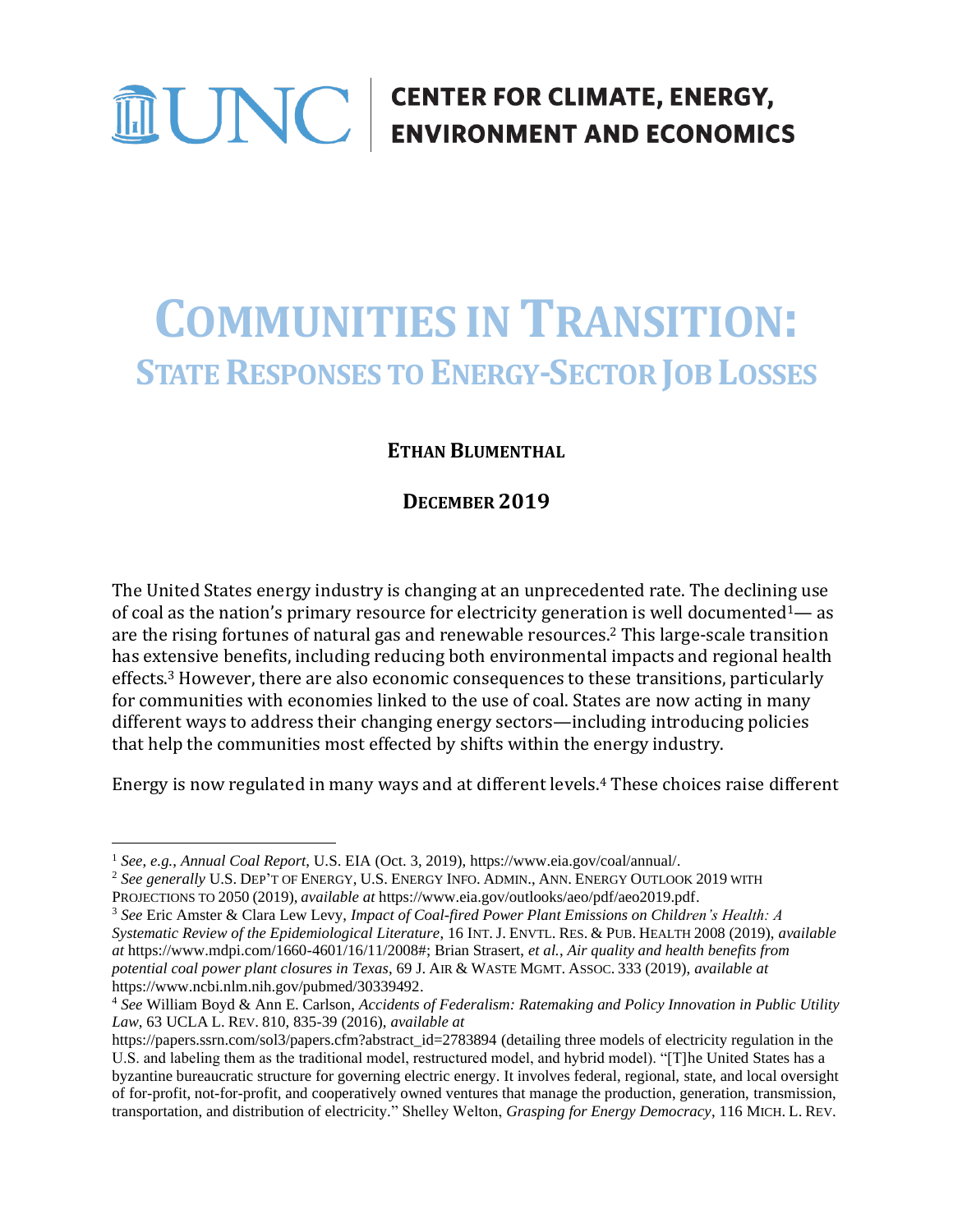**UNC | CENTER FOR CLIMATE, ENERGY, ENVIRONMENT AND ECONOMICS**

# COMMUNITIES IN TRANSITION:

## STATE RESPONSES TO ENERGY-SECTOR JOB LOSSES

**ETHAN BLUMENTHAL**

**DECEMBER 2019**

The United States energy industry is changing at an unprecedented rate. The declining use of coal as the nation's primary resource for electricity generation is well documented[1]— as are the rising fortunes of natural gas and renewable resources.[2] This large-scale transition has extensive benefits, including reducing both environmental impacts and regional health effects.[3] However, there are also economic consequences to these transitions, particularly for communities with economies linked to the use of coal. States are now acting in many different ways to address their changing energy sectors—including introducing policies that help the communities most effected by shifts within the energy industry.

Energy is now regulated in many ways and at different levels.[4] These choices raise different

---

[1] *See, e.g.*, *Annual Coal Report*, U.S. EIA (Oct. 3, 2019), https://www.eia.gov/coal/annual/.

[2] *See generally* U.S. DEP'T OF ENERGY, U.S. ENERGY INFO. ADMIN., ANN. ENERGY OUTLOOK 2019 WITH PROJECTIONS TO 2050 (2019), *available at* https://www.eia.gov/outlooks/aeo/pdf/aeo2019.pdf.

[3] *See* Eric Amster & Clara Lew Levy, *Impact of Coal-fired Power Plant Emissions on Children's Health: A Systematic Review of the Epidemiological Literature*, 16 INT. J. ENVTL. RES. & PUB. HEALTH 2008 (2019), *available at* https://www.mdpi.com/1660-4601/16/11/2008#; Brian Strasert, *et al.*, *Air quality and health benefits from potential coal power plant closures in Texas*, 69 J. AIR & WASTE MGMT. ASSOC. 333 (2019), *available at* https://www.ncbi.nlm.nih.gov/pubmed/30339492.

[4] *See* William Boyd & Ann E. Carlson, *Accidents of Federalism: Ratemaking and Policy Innovation in Public Utility Law*, 63 UCLA L. REV. 810, 835-39 (2016), *available at* https://papers.ssrn.com/sol3/papers.cfm?abstract_id=2783894 (detailing three models of electricity regulation in the U.S. and labeling them as the traditional model, restructured model, and hybrid model). "[T]he United States has a byzantine bureaucratic structure for governing electric energy. It involves federal, regional, state, and local oversight of for-profit, not-for-profit, and cooperatively owned ventures that manage the production, generation, transmission, transportation, and distribution of electricity." Shelley Welton, *Grasping for Energy Democracy*, 116 MICH. L. REV.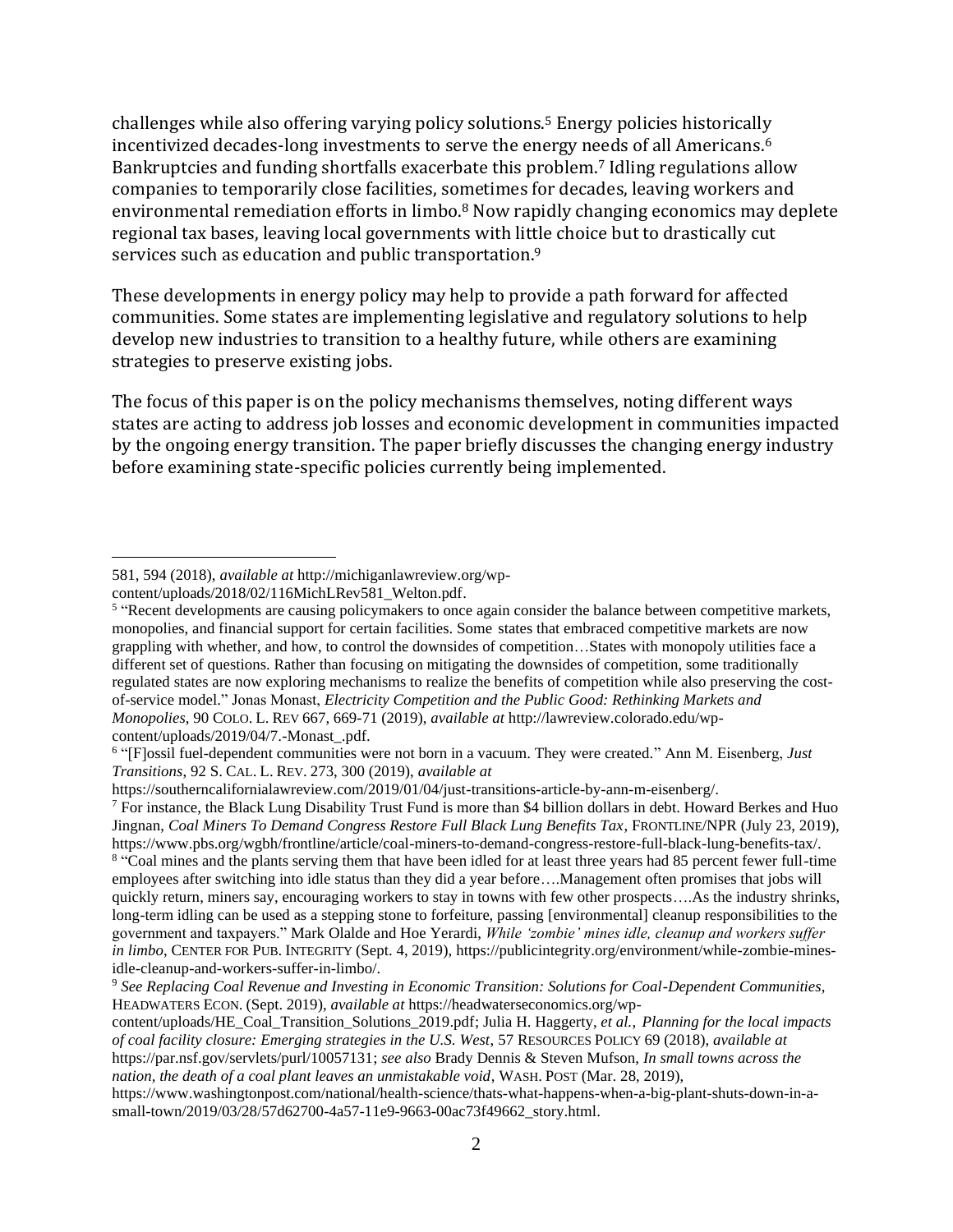challenges while also offering varying policy solutions.[5] Energy policies historically incentivized decades-long investments to serve the energy needs of all Americans.[6] Bankruptcies and funding shortfalls exacerbate this problem.[7] Idling regulations allow companies to temporarily close facilities, sometimes for decades, leaving workers and environmental remediation efforts in limbo.[8] Now rapidly changing economics may deplete regional tax bases, leaving local governments with little choice but to drastically cut services such as education and public transportation.[9]

These developments in energy policy may help to provide a path forward for affected communities. Some states are implementing legislative and regulatory solutions to help develop new industries to transition to a healthy future, while others are examining strategies to preserve existing jobs.

The focus of this paper is on the policy mechanisms themselves, noting different ways states are acting to address job losses and economic development in communities impacted by the ongoing energy transition. The paper briefly discusses the changing energy industry before examining state-specific policies currently being implemented.

---

581, 594 (2018), *available at* http://michiganlawreview.org/wp-content/uploads/2018/02/116MichLRev581_Welton.pdf.

[5] "Recent developments are causing policymakers to once again consider the balance between competitive markets, monopolies, and financial support for certain facilities. Some states that embraced competitive markets are now grappling with whether, and how, to control the downsides of competition…States with monopoly utilities face a different set of questions. Rather than focusing on mitigating the downsides of competition, some traditionally regulated states are now exploring mechanisms to realize the benefits of competition while also preserving the cost-of-service model." Jonas Monast, *Electricity Competition and the Public Good: Rethinking Markets and Monopolies*, 90 COLO. L. REV 667, 669-71 (2019), *available at* http://lawreview.colorado.edu/wp-content/uploads/2019/04/7.-Monast_.pdf.

[6] "[F]ossil fuel-dependent communities were not born in a vacuum. They were created." Ann M. Eisenberg, *Just Transitions*, 92 S. CAL. L. REV. 273, 300 (2019), *available at* https://southerncalifornialawreview.com/2019/01/04/just-transitions-article-by-ann-m-eisenberg/.

[7] For instance, the Black Lung Disability Trust Fund is more than $4 billion dollars in debt. Howard Berkes and Huo Jingnan, *Coal Miners To Demand Congress Restore Full Black Lung Benefits Tax*, FRONTLINE/NPR (July 23, 2019), https://www.pbs.org/wgbh/frontline/article/coal-miners-to-demand-congress-restore-full-black-lung-benefits-tax/.

[8] "Coal mines and the plants serving them that have been idled for at least three years had 85 percent fewer full-time employees after switching into idle status than they did a year before….Management often promises that jobs will quickly return, miners say, encouraging workers to stay in towns with few other prospects….As the industry shrinks, long-term idling can be used as a stepping stone to forfeiture, passing [environmental] cleanup responsibilities to the government and taxpayers." Mark Olalde and Hoe Yerardi, *While 'zombie' mines idle, cleanup and workers suffer in limbo*, CENTER FOR PUB. INTEGRITY (Sept. 4, 2019), https://publicintegrity.org/environment/while-zombie-mines-idle-cleanup-and-workers-suffer-in-limbo/.

[9] *See Replacing Coal Revenue and Investing in Economic Transition: Solutions for Coal-Dependent Communities*, HEADWATERS ECON. (Sept. 2019), *available at* https://headwaterseconomics.org/wp-content/uploads/HE_Coal_Transition_Solutions_2019.pdf; Julia H. Haggerty, *et al.*, *Planning for the local impacts of coal facility closure: Emerging strategies in the U.S. West*, 57 RESOURCES POLICY 69 (2018), *available at* https://par.nsf.gov/servlets/purl/10057131; *see also* Brady Dennis & Steven Mufson, *In small towns across the nation, the death of a coal plant leaves an unmistakable void*, WASH. POST (Mar. 28, 2019), https://www.washingtonpost.com/national/health-science/thats-what-happens-when-a-big-plant-shuts-down-in-a-small-town/2019/03/28/57d62700-4a57-11e9-9663-00ac73f49662_story.html.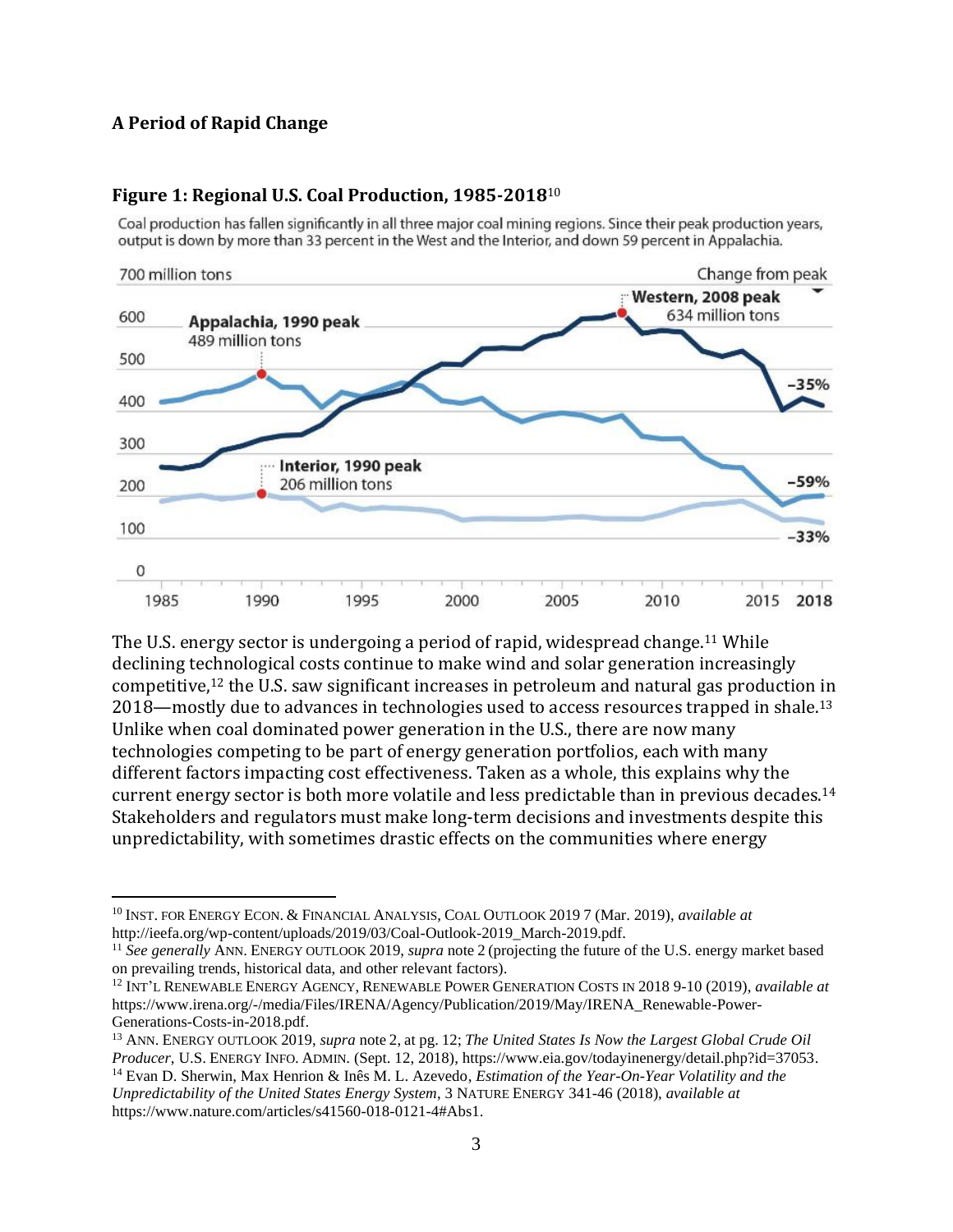### A Period of Rapid Change

#### Figure 1: Regional U.S. Coal Production, 1985-2018[10]

Coal production has fallen significantly in all three major coal mining regions. Since their peak production years, output is down by more than 33 percent in the West and the Interior, and down 59 percent in Appalachia.

The U.S. energy sector is undergoing a period of rapid, widespread change.[11] While declining technological costs continue to make wind and solar generation increasingly competitive,[12] the U.S. saw significant increases in petroleum and natural gas production in 2018—mostly due to advances in technologies used to access resources trapped in shale.[13] Unlike when coal dominated power generation in the U.S., there are now many technologies competing to be part of energy generation portfolios, each with many different factors impacting cost effectiveness. Taken as a whole, this explains why the current energy sector is both more volatile and less predictable than in previous decades.[14] Stakeholders and regulators must make long-term decisions and investments despite this unpredictability, with sometimes drastic effects on the communities where energy

---

[10] INST. FOR ENERGY ECON. & FINANCIAL ANALYSIS, COAL OUTLOOK 2019 7 (Mar. 2019), *available at* http://ieefa.org/wp-content/uploads/2019/03/Coal-Outlook-2019_March-2019.pdf.

[11] *See generally* ANN. ENERGY OUTLOOK 2019, *supra* note 2 (projecting the future of the U.S. energy market based on prevailing trends, historical data, and other relevant factors).

[12] INT'L RENEWABLE ENERGY AGENCY, RENEWABLE POWER GENERATION COSTS IN 2018 9-10 (2019), *available at* https://www.irena.org/-/media/Files/IRENA/Agency/Publication/2019/May/IRENA_Renewable-Power-Generations-Costs-in-2018.pdf.

[13] ANN. ENERGY OUTLOOK 2019, *supra* note 2, at pg. 12; *The United States Is Now the Largest Global Crude Oil Producer*, U.S. ENERGY INFO. ADMIN. (Sept. 12, 2018), https://www.eia.gov/todayinenergy/detail.php?id=37053.

[14] Evan D. Sherwin, Max Henrion & Inês M. L. Azevedo, *Estimation of the Year-On-Year Volatility and the Unpredictability of the United States Energy System*, 3 NATURE ENERGY 341-46 (2018), *available at* https://www.nature.com/articles/s41560-018-0121-4#Abs1.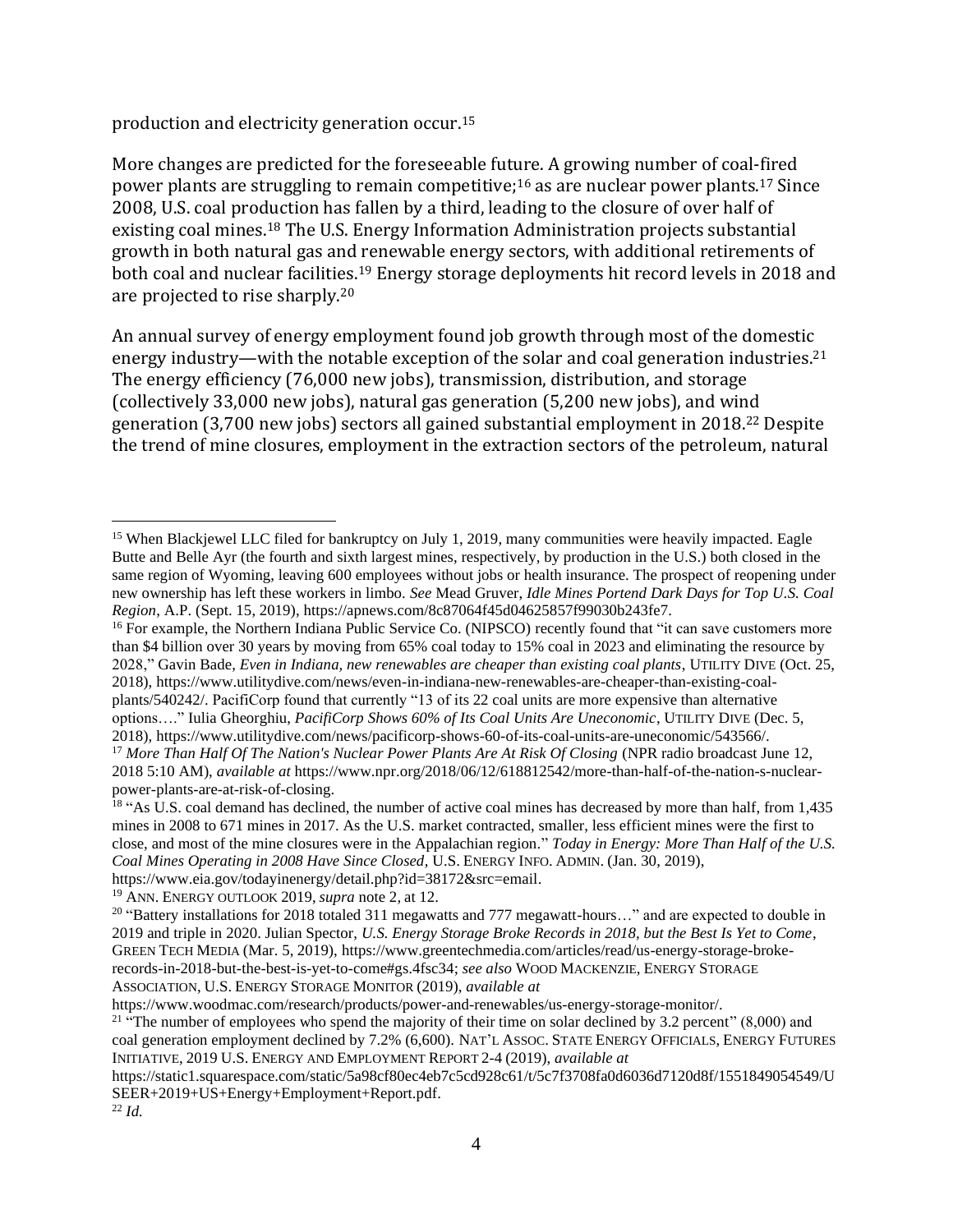production and electricity generation occur.[15]

More changes are predicted for the foreseeable future. A growing number of coal-fired power plants are struggling to remain competitive;[16] as are nuclear power plants.[17] Since 2008, U.S. coal production has fallen by a third, leading to the closure of over half of existing coal mines.[18] The U.S. Energy Information Administration projects substantial growth in both natural gas and renewable energy sectors, with additional retirements of both coal and nuclear facilities.[19] Energy storage deployments hit record levels in 2018 and are projected to rise sharply.[20]

An annual survey of energy employment found job growth through most of the domestic energy industry—with the notable exception of the solar and coal generation industries.[21] The energy efficiency (76,000 new jobs), transmission, distribution, and storage (collectively 33,000 new jobs), natural gas generation (5,200 new jobs), and wind generation (3,700 new jobs) sectors all gained substantial employment in 2018.[22] Despite the trend of mine closures, employment in the extraction sectors of the petroleum, natural

---

[15] When Blackjewel LLC filed for bankruptcy on July 1, 2019, many communities were heavily impacted. Eagle Butte and Belle Ayr (the fourth and sixth largest mines, respectively, by production in the U.S.) both closed in the same region of Wyoming, leaving 600 employees without jobs or health insurance. The prospect of reopening under new ownership has left these workers in limbo. *See* Mead Gruver, *Idle Mines Portend Dark Days for Top U.S. Coal Region*, A.P. (Sept. 15, 2019), https://apnews.com/8c87064f45d04625857f99030b243fe7.

[16] For example, the Northern Indiana Public Service Co. (NIPSCO) recently found that "it can save customers more than $4 billion over 30 years by moving from 65% coal today to 15% coal in 2023 and eliminating the resource by 2028," Gavin Bade, *Even in Indiana, new renewables are cheaper than existing coal plants*, UTILITY DIVE (Oct. 25, 2018), https://www.utilitydive.com/news/even-in-indiana-new-renewables-are-cheaper-than-existing-coal-plants/540242/. PacifiCorp found that currently "13 of its 22 coal units are more expensive than alternative options…." Iulia Gheorghiu, *PacifiCorp Shows 60% of Its Coal Units Are Uneconomic*, UTILITY DIVE (Dec. 5, 2018), https://www.utilitydive.com/news/pacificorp-shows-60-of-its-coal-units-are-uneconomic/543566/.

[17] *More Than Half Of The Nation's Nuclear Power Plants Are At Risk Of Closing* (NPR radio broadcast June 12, 2018 5:10 AM), *available at* https://www.npr.org/2018/06/12/618812542/more-than-half-of-the-nation-s-nuclear-power-plants-are-at-risk-of-closing.

[18] "As U.S. coal demand has declined, the number of active coal mines has decreased by more than half, from 1,435 mines in 2008 to 671 mines in 2017. As the U.S. market contracted, smaller, less efficient mines were the first to close, and most of the mine closures were in the Appalachian region." *Today in Energy: More Than Half of the U.S. Coal Mines Operating in 2008 Have Since Closed*, U.S. ENERGY INFO. ADMIN. (Jan. 30, 2019), https://www.eia.gov/todayinenergy/detail.php?id=38172&src=email.

[19] ANN. ENERGY OUTLOOK 2019, *supra* note 2, at 12.

[20] "Battery installations for 2018 totaled 311 megawatts and 777 megawatt-hours…" and are expected to double in 2019 and triple in 2020. Julian Spector, *U.S. Energy Storage Broke Records in 2018, but the Best Is Yet to Come*, GREEN TECH MEDIA (Mar. 5, 2019), https://www.greentechmedia.com/articles/read/us-energy-storage-broke-records-in-2018-but-the-best-is-yet-to-come#gs.4fsc34; *see also* WOOD MACKENZIE, ENERGY STORAGE ASSOCIATION, U.S. ENERGY STORAGE MONITOR (2019), *available at* https://www.woodmac.com/research/products/power-and-renewables/us-energy-storage-monitor/.

[21] "The number of employees who spend the majority of their time on solar declined by 3.2 percent" (8,000) and coal generation employment declined by 7.2% (6,600). NAT'L ASSOC. STATE ENERGY OFFICIALS, ENERGY FUTURES INITIATIVE, 2019 U.S. ENERGY AND EMPLOYMENT REPORT 2-4 (2019), *available at* https://static1.squarespace.com/static/5a98cf80ec4eb7c5cd928c61/t/5c7f3708fa0d6036d7120d8f/1551849054549/USEER+2019+US+Energy+Employment+Report.pdf.

[22] *Id.*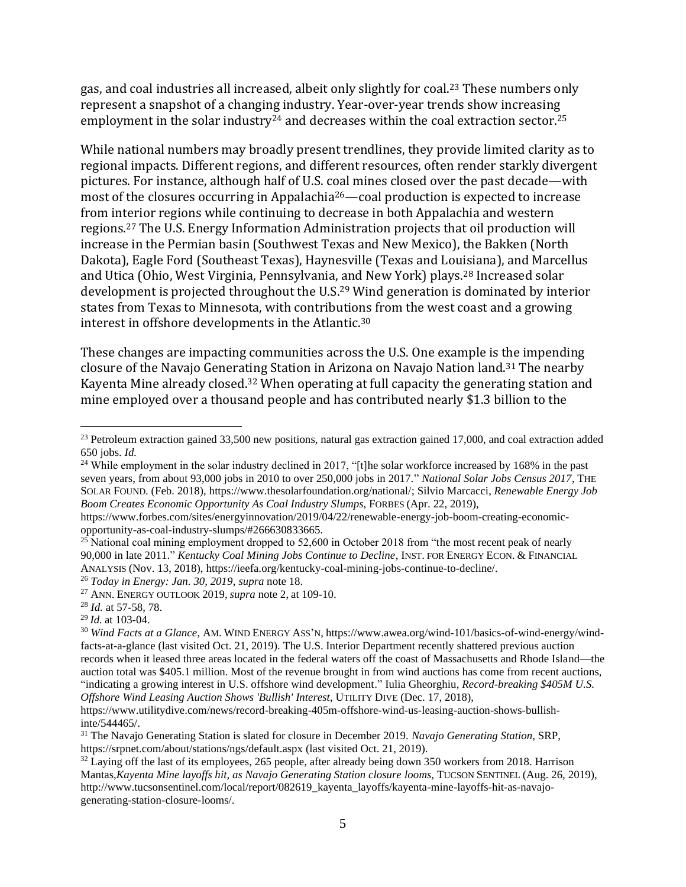gas, and coal industries all increased, albeit only slightly for coal.[23] These numbers only represent a snapshot of a changing industry. Year-over-year trends show increasing employment in the solar industry[24] and decreases within the coal extraction sector.[25]

While national numbers may broadly present trendlines, they provide limited clarity as to regional impacts. Different regions, and different resources, often render starkly divergent pictures. For instance, although half of U.S. coal mines closed over the past decade—with most of the closures occurring in Appalachia[26]—coal production is expected to increase from interior regions while continuing to decrease in both Appalachia and western regions.[27] The U.S. Energy Information Administration projects that oil production will increase in the Permian basin (Southwest Texas and New Mexico), the Bakken (North Dakota), Eagle Ford (Southeast Texas), Haynesville (Texas and Louisiana), and Marcellus and Utica (Ohio, West Virginia, Pennsylvania, and New York) plays.[28] Increased solar development is projected throughout the U.S.[29] Wind generation is dominated by interior states from Texas to Minnesota, with contributions from the west coast and a growing interest in offshore developments in the Atlantic.[30]

These changes are impacting communities across the U.S. One example is the impending closure of the Navajo Generating Station in Arizona on Navajo Nation land.[31] The nearby Kayenta Mine already closed.[32] When operating at full capacity the generating station and mine employed over a thousand people and has contributed nearly $1.3 billion to the

---

[23] Petroleum extraction gained 33,500 new positions, natural gas extraction gained 17,000, and coal extraction added 650 jobs. *Id.*

[24] While employment in the solar industry declined in 2017, "[t]he solar workforce increased by 168% in the past seven years, from about 93,000 jobs in 2010 to over 250,000 jobs in 2017." *National Solar Jobs Census 2017*, THE SOLAR FOUND. (Feb. 2018), https://www.thesolarfoundation.org/national/; Silvio Marcacci, *Renewable Energy Job Boom Creates Economic Opportunity As Coal Industry Slumps*, FORBES (Apr. 22, 2019), https://www.forbes.com/sites/energyinnovation/2019/04/22/renewable-energy-job-boom-creating-economic-opportunity-as-coal-industry-slumps/#266630833665.

[25] National coal mining employment dropped to 52,600 in October 2018 from "the most recent peak of nearly 90,000 in late 2011." *Kentucky Coal Mining Jobs Continue to Decline*, INST. FOR ENERGY ECON. & FINANCIAL ANALYSIS (Nov. 13, 2018), https://ieefa.org/kentucky-coal-mining-jobs-continue-to-decline/.

[26] *Today in Energy: Jan. 30, 2019*, *supra* note 18.

[27] ANN. ENERGY OUTLOOK 2019, *supra* note 2, at 109-10.

[28] *Id.* at 57-58, 78.

[29] *Id.* at 103-04.

[30] *Wind Facts at a Glance*, AM. WIND ENERGY ASS'N, https://www.awea.org/wind-101/basics-of-wind-energy/wind-facts-at-a-glance (last visited Oct. 21, 2019). The U.S. Interior Department recently shattered previous auction records when it leased three areas located in the federal waters off the coast of Massachusetts and Rhode Island—the auction total was $405.1 million. Most of the revenue brought in from wind auctions has come from recent auctions, "indicating a growing interest in U.S. offshore wind development." Iulia Gheorghiu, *Record-breaking $405M U.S. Offshore Wind Leasing Auction Shows 'Bullish' Interest*, UTILITY DIVE (Dec. 17, 2018), https://www.utilitydive.com/news/record-breaking-405m-offshore-wind-us-leasing-auction-shows-bullish-inte/544465/.

[31] The Navajo Generating Station is slated for closure in December 2019. *Navajo Generating Station*, SRP, https://srpnet.com/about/stations/ngs/default.aspx (last visited Oct. 21, 2019).

[32] Laying off the last of its employees, 265 people, after already being down 350 workers from 2018. Harrison Mantas,*Kayenta Mine layoffs hit, as Navajo Generating Station closure looms*, TUCSON SENTINEL (Aug. 26, 2019), http://www.tucsonsentinel.com/local/report/082619_kayenta_layoffs/kayenta-mine-layoffs-hit-as-navajo-generating-station-closure-looms/.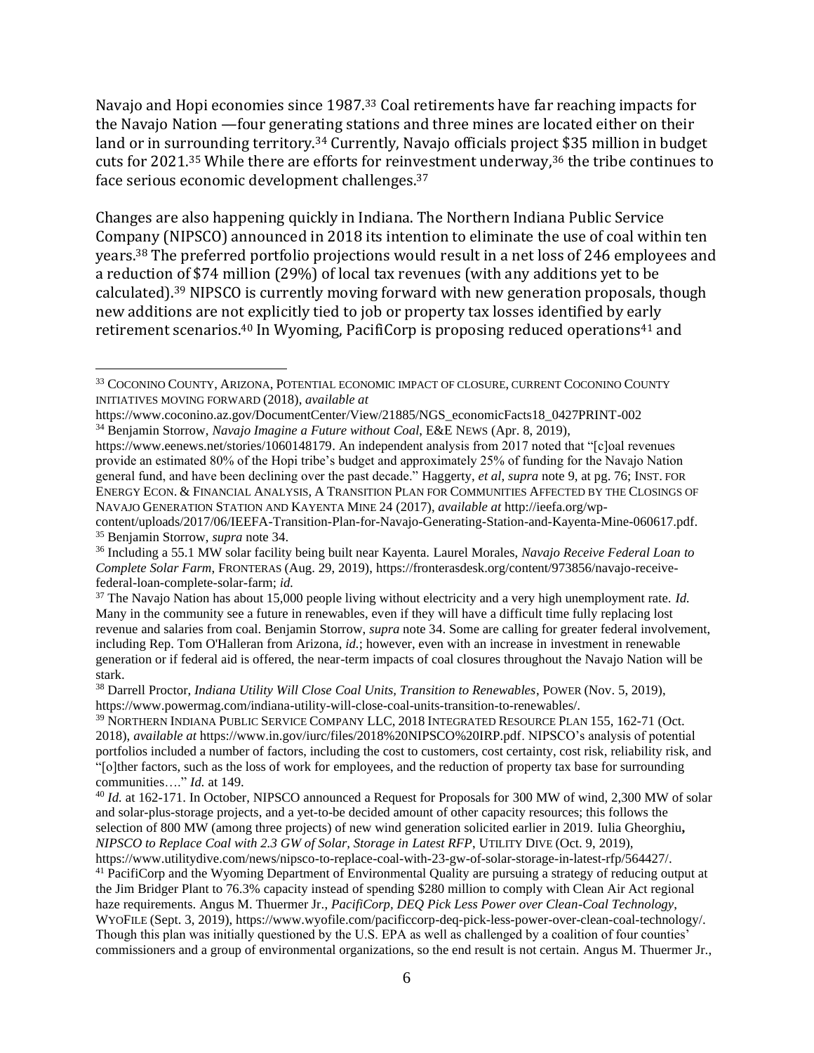Navajo and Hopi economies since 1987.[33] Coal retirements have far reaching impacts for the Navajo Nation —four generating stations and three mines are located either on their land or in surrounding territory.[34] Currently, Navajo officials project $35 million in budget cuts for 2021.[35] While there are efforts for reinvestment underway,[36] the tribe continues to face serious economic development challenges.[37]

Changes are also happening quickly in Indiana. The Northern Indiana Public Service Company (NIPSCO) announced in 2018 its intention to eliminate the use of coal within ten years.[38] The preferred portfolio projections would result in a net loss of 246 employees and a reduction of $74 million (29%) of local tax revenues (with any additions yet to be calculated).[39] NIPSCO is currently moving forward with new generation proposals, though new additions are not explicitly tied to job or property tax losses identified by early retirement scenarios.[40] In Wyoming, PacifiCorp is proposing reduced operations[41] and

---

[33] COCONINO COUNTY, ARIZONA, POTENTIAL ECONOMIC IMPACT OF CLOSURE, CURRENT COCONINO COUNTY INITIATIVES MOVING FORWARD (2018), *available at* https://www.coconino.az.gov/DocumentCenter/View/21885/NGS_economicFacts18_0427PRINT-002

[34] Benjamin Storrow, *Navajo Imagine a Future without Coal*, E&E NEWS (Apr. 8, 2019), https://www.eenews.net/stories/1060148179. An independent analysis from 2017 noted that "[c]oal revenues provide an estimated 80% of the Hopi tribe's budget and approximately 25% of funding for the Navajo Nation general fund, and have been declining over the past decade." Haggerty, *et al*, *supra* note 9, at pg. 76; INST. FOR ENERGY ECON. & FINANCIAL ANALYSIS, A TRANSITION PLAN FOR COMMUNITIES AFFECTED BY THE CLOSINGS OF NAVAJO GENERATION STATION AND KAYENTA MINE 24 (2017), *available at* http://ieefa.org/wp-content/uploads/2017/06/IEEFA-Transition-Plan-for-Navajo-Generating-Station-and-Kayenta-Mine-060617.pdf.

[35] Benjamin Storrow, *supra* note 34.

[36] Including a 55.1 MW solar facility being built near Kayenta. Laurel Morales, *Navajo Receive Federal Loan to Complete Solar Farm*, FRONTERAS (Aug. 29, 2019), https://fronterasdesk.org/content/973856/navajo-receive-federal-loan-complete-solar-farm; *id.*

[37] The Navajo Nation has about 15,000 people living without electricity and a very high unemployment rate. *Id.* Many in the community see a future in renewables, even if they will have a difficult time fully replacing lost revenue and salaries from coal. Benjamin Storrow, *supra* note 34. Some are calling for greater federal involvement, including Rep. Tom O'Halleran from Arizona, *id.*; however, even with an increase in investment in renewable generation or if federal aid is offered, the near-term impacts of coal closures throughout the Navajo Nation will be stark.

[38] Darrell Proctor, *Indiana Utility Will Close Coal Units, Transition to Renewables*, POWER (Nov. 5, 2019), https://www.powermag.com/indiana-utility-will-close-coal-units-transition-to-renewables/.

[39] NORTHERN INDIANA PUBLIC SERVICE COMPANY LLC, 2018 INTEGRATED RESOURCE PLAN 155, 162-71 (Oct. 2018), *available at* https://www.in.gov/iurc/files/2018%20NIPSCO%20IRP.pdf. NIPSCO's analysis of potential portfolios included a number of factors, including the cost to customers, cost certainty, cost risk, reliability risk, and "[o]ther factors, such as the loss of work for employees, and the reduction of property tax base for surrounding communities…." *Id.* at 149.

[40] *Id.* at 162-171. In October, NIPSCO announced a Request for Proposals for 300 MW of wind, 2,300 MW of solar and solar-plus-storage projects, and a yet-to-be decided amount of other capacity resources; this follows the selection of 800 MW (among three projects) of new wind generation solicited earlier in 2019. Iulia Gheorghiu, *NIPSCO to Replace Coal with 2.3 GW of Solar, Storage in Latest RFP*, UTILITY DIVE (Oct. 9, 2019), https://www.utilitydive.com/news/nipsco-to-replace-coal-with-23-gw-of-solar-storage-in-latest-rfp/564427/.

[41] PacifiCorp and the Wyoming Department of Environmental Quality are pursuing a strategy of reducing output at the Jim Bridger Plant to 76.3% capacity instead of spending $280 million to comply with Clean Air Act regional haze requirements. Angus M. Thuermer Jr., *PacifiCorp, DEQ Pick Less Power over Clean-Coal Technology*, WYOFILE (Sept. 3, 2019), https://www.wyofile.com/pacificcorp-deq-pick-less-power-over-clean-coal-technology/. Though this plan was initially questioned by the U.S. EPA as well as challenged by a coalition of four counties' commissioners and a group of environmental organizations, so the end result is not certain. Angus M. Thuermer Jr.,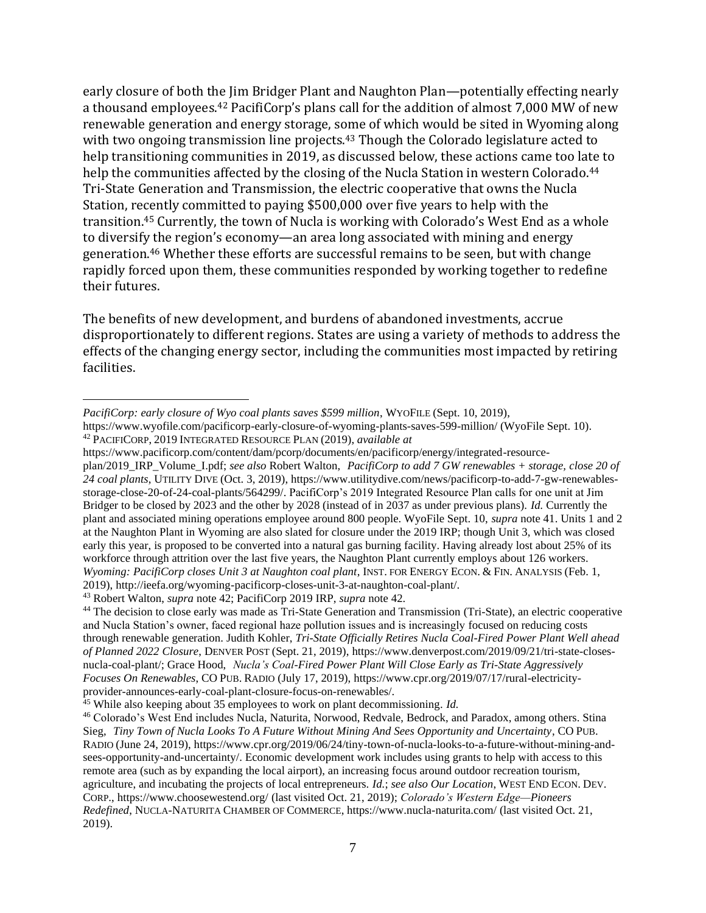early closure of both the Jim Bridger Plant and Naughton Plan—potentially effecting nearly a thousand employees.[42] PacifiCorp's plans call for the addition of almost 7,000 MW of new renewable generation and energy storage, some of which would be sited in Wyoming along with two ongoing transmission line projects.[43] Though the Colorado legislature acted to help transitioning communities in 2019, as discussed below, these actions came too late to help the communities affected by the closing of the Nucla Station in western Colorado.[44] Tri-State Generation and Transmission, the electric cooperative that owns the Nucla Station, recently committed to paying $500,000 over five years to help with the transition.[45] Currently, the town of Nucla is working with Colorado's West End as a whole to diversify the region's economy—an area long associated with mining and energy generation.[46] Whether these efforts are successful remains to be seen, but with change rapidly forced upon them, these communities responded by working together to redefine their futures.

The benefits of new development, and burdens of abandoned investments, accrue disproportionately to different regions. States are using a variety of methods to address the effects of the changing energy sector, including the communities most impacted by retiring facilities.

---

*PacifiCorp: early closure of Wyo coal plants saves $599 million*, WYOFILE (Sept. 10, 2019), https://www.wyofile.com/pacificorp-early-closure-of-wyoming-plants-saves-599-million/ (WyoFile Sept. 10).

[42] PACIFICORP, 2019 INTEGRATED RESOURCE PLAN (2019), *available at* https://www.pacificorp.com/content/dam/pcorp/documents/en/pacificorp/energy/integrated-resource-plan/2019_IRP_Volume_I.pdf; *see also* Robert Walton, *PacifiCorp to add 7 GW renewables + storage, close 20 of 24 coal plants*, UTILITY DIVE (Oct. 3, 2019), https://www.utilitydive.com/news/pacificorp-to-add-7-gw-renewables-storage-close-20-of-24-coal-plants/564299/. PacifiCorp's 2019 Integrated Resource Plan calls for one unit at Jim Bridger to be closed by 2023 and the other by 2028 (instead of in 2037 as under previous plans). *Id.* Currently the plant and associated mining operations employee around 800 people. WyoFile Sept. 10, *supra* note 41. Units 1 and 2 at the Naughton Plant in Wyoming are also slated for closure under the 2019 IRP; though Unit 3, which was closed early this year, is proposed to be converted into a natural gas burning facility. Having already lost about 25% of its workforce through attrition over the last five years, the Naughton Plant currently employs about 126 workers. *Wyoming: PacifiCorp closes Unit 3 at Naughton coal plant*, INST. FOR ENERGY ECON. & FIN. ANALYSIS (Feb. 1, 2019), http://ieefa.org/wyoming-pacificorp-closes-unit-3-at-naughton-coal-plant/.

[43] Robert Walton, *supra* note 42; PacifiCorp 2019 IRP, *supra* note 42.

[44] The decision to close early was made as Tri-State Generation and Transmission (Tri-State), an electric cooperative and Nucla Station's owner, faced regional haze pollution issues and is increasingly focused on reducing costs through renewable generation. Judith Kohler, *Tri-State Officially Retires Nucla Coal-Fired Power Plant Well ahead of Planned 2022 Closure*, DENVER POST (Sept. 21, 2019), https://www.denverpost.com/2019/09/21/tri-state-closes-nucla-coal-plant/; Grace Hood, *Nucla's Coal-Fired Power Plant Will Close Early as Tri-State Aggressively Focuses On Renewables*, CO PUB. RADIO (July 17, 2019), https://www.cpr.org/2019/07/17/rural-electricity-provider-announces-early-coal-plant-closure-focus-on-renewables/.

[45] While also keeping about 35 employees to work on plant decommissioning. *Id.*

[46] Colorado's West End includes Nucla, Naturita, Norwood, Redvale, Bedrock, and Paradox, among others. Stina Sieg, *Tiny Town of Nucla Looks To A Future Without Mining And Sees Opportunity and Uncertainty*, CO PUB. RADIO (June 24, 2019), https://www.cpr.org/2019/06/24/tiny-town-of-nucla-looks-to-a-future-without-mining-and-sees-opportunity-and-uncertainty/. Economic development work includes using grants to help with access to this remote area (such as by expanding the local airport), an increasing focus around outdoor recreation tourism, agriculture, and incubating the projects of local entrepreneurs. *Id.*; *see also Our Location*, WEST END ECON. DEV. CORP., https://www.choosewestend.org/ (last visited Oct. 21, 2019); *Colorado's Western Edge—Pioneers Redefined*, NUCLA-NATURITA CHAMBER OF COMMERCE, https://www.nucla-naturita.com/ (last visited Oct. 21, 2019).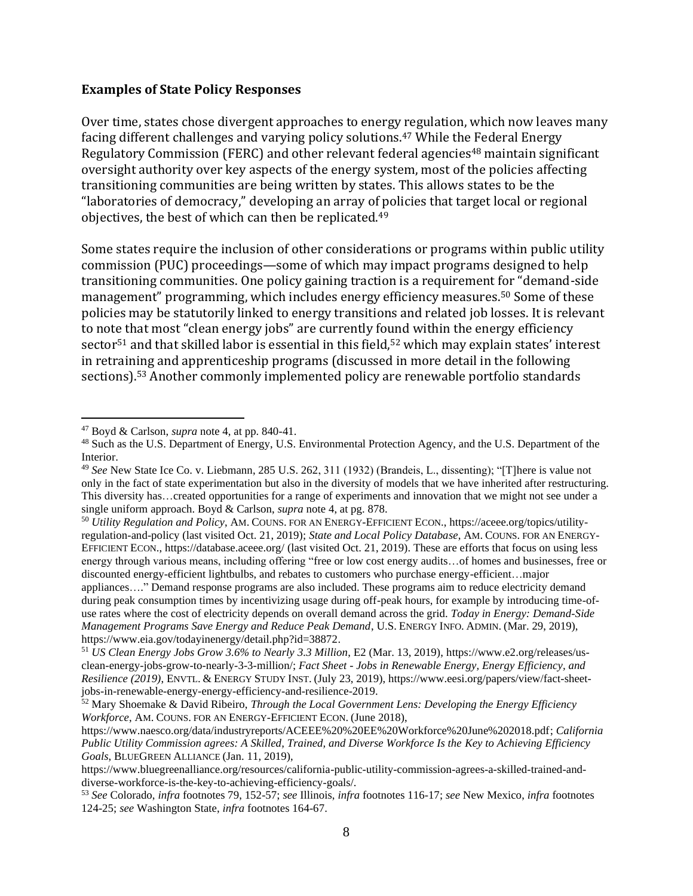### Examples of State Policy Responses

Over time, states chose divergent approaches to energy regulation, which now leaves many facing different challenges and varying policy solutions.[47] While the Federal Energy Regulatory Commission (FERC) and other relevant federal agencies[48] maintain significant oversight authority over key aspects of the energy system, most of the policies affecting transitioning communities are being written by states. This allows states to be the "laboratories of democracy," developing an array of policies that target local or regional objectives, the best of which can then be replicated.[49]

Some states require the inclusion of other considerations or programs within public utility commission (PUC) proceedings—some of which may impact programs designed to help transitioning communities. One policy gaining traction is a requirement for "demand-side management" programming, which includes energy efficiency measures.[50] Some of these policies may be statutorily linked to energy transitions and related job losses. It is relevant to note that most "clean energy jobs" are currently found within the energy efficiency sector[51] and that skilled labor is essential in this field,[52] which may explain states' interest in retraining and apprenticeship programs (discussed in more detail in the following sections).[53] Another commonly implemented policy are renewable portfolio standards

---

[47] Boyd & Carlson, *supra* note 4, at pp. 840-41.

[48] Such as the U.S. Department of Energy, U.S. Environmental Protection Agency, and the U.S. Department of the Interior.

[49] *See* New State Ice Co. v. Liebmann, 285 U.S. 262, 311 (1932) (Brandeis, L., dissenting); "[T]here is value not only in the fact of state experimentation but also in the diversity of models that we have inherited after restructuring. This diversity has…created opportunities for a range of experiments and innovation that we might not see under a single uniform approach. Boyd & Carlson, *supra* note 4, at pg. 878.

[50] *Utility Regulation and Policy*, AM. COUNS. FOR AN ENERGY-EFFICIENT ECON., https://aceee.org/topics/utility-regulation-and-policy (last visited Oct. 21, 2019); *State and Local Policy Database*, AM. COUNS. FOR AN ENERGY-EFFICIENT ECON., https://database.aceee.org/ (last visited Oct. 21, 2019). These are efforts that focus on using less energy through various means, including offering "free or low cost energy audits…of homes and businesses, free or discounted energy-efficient lightbulbs, and rebates to customers who purchase energy-efficient…major appliances…." Demand response programs are also included. These programs aim to reduce electricity demand during peak consumption times by incentivizing usage during off-peak hours, for example by introducing time-of-use rates where the cost of electricity depends on overall demand across the grid. *Today in Energy: Demand-Side Management Programs Save Energy and Reduce Peak Demand*, U.S. ENERGY INFO. ADMIN. (Mar. 29, 2019), https://www.eia.gov/todayinenergy/detail.php?id=38872.

[51] *US Clean Energy Jobs Grow 3.6% to Nearly 3.3 Million*, E2 (Mar. 13, 2019), https://www.e2.org/releases/us-clean-energy-jobs-grow-to-nearly-3-3-million/; *Fact Sheet - Jobs in Renewable Energy, Energy Efficiency, and Resilience (2019)*, ENVTL. & ENERGY STUDY INST. (July 23, 2019), https://www.eesi.org/papers/view/fact-sheet-jobs-in-renewable-energy-energy-efficiency-and-resilience-2019.

[52] Mary Shoemake & David Ribeiro, *Through the Local Government Lens: Developing the Energy Efficiency Workforce*, AM. COUNS. FOR AN ENERGY-EFFICIENT ECON. (June 2018), https://www.naesco.org/data/industryreports/ACEEE%20%20EE%20Workforce%20June%202018.pdf; *California Public Utility Commission agrees: A Skilled, Trained, and Diverse Workforce Is the Key to Achieving Efficiency Goals*, BLUEGREEN ALLIANCE (Jan. 11, 2019), https://www.bluegreenalliance.org/resources/california-public-utility-commission-agrees-a-skilled-trained-and-diverse-workforce-is-the-key-to-achieving-efficiency-goals/.

[53] *See* Colorado, *infra* footnotes 79, 152-57; *see* Illinois, *infra* footnotes 116-17; *see* New Mexico, *infra* footnotes 124-25; *see* Washington State, *infra* footnotes 164-67.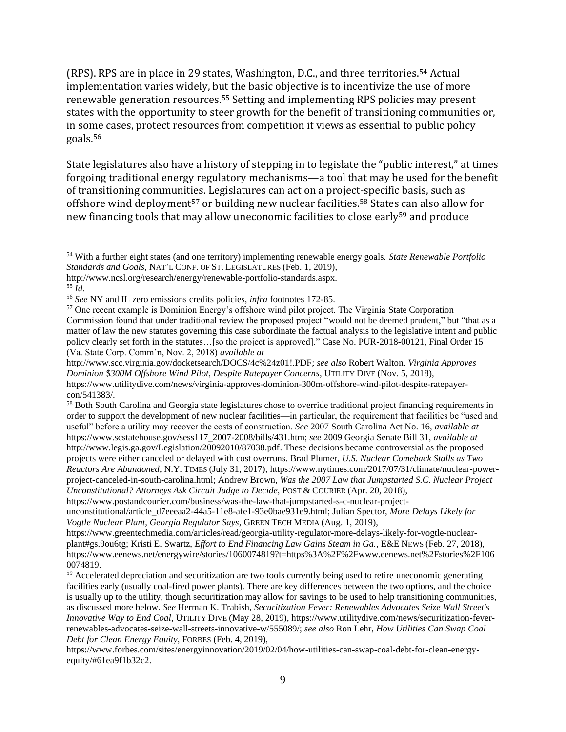(RPS). RPS are in place in 29 states, Washington, D.C., and three territories.[54] Actual implementation varies widely, but the basic objective is to incentivize the use of more renewable generation resources.[55] Setting and implementing RPS policies may present states with the opportunity to steer growth for the benefit of transitioning communities or, in some cases, protect resources from competition it views as essential to public policy goals.[56]

State legislatures also have a history of stepping in to legislate the "public interest," at times forgoing traditional energy regulatory mechanisms—a tool that may be used for the benefit of transitioning communities. Legislatures can act on a project-specific basis, such as offshore wind deployment[57] or building new nuclear facilities.[58] States can also allow for new financing tools that may allow uneconomic facilities to close early[59] and produce

---

[54] With a further eight states (and one territory) implementing renewable energy goals. *State Renewable Portfolio Standards and Goals*, NAT'L CONF. OF ST. LEGISLATURES (Feb. 1, 2019), http://www.ncsl.org/research/energy/renewable-portfolio-standards.aspx.

[55] *Id.*

[56] *See* NY and IL zero emissions credits policies, *infra* footnotes 172-85.

[57] One recent example is Dominion Energy's offshore wind pilot project. The Virginia State Corporation Commission found that under traditional review the proposed project "would not be deemed prudent," but "that as a matter of law the new statutes governing this case subordinate the factual analysis to the legislative intent and public policy clearly set forth in the statutes…[so the project is approved]." Case No. PUR-2018-00121, Final Order 15 (Va. State Corp. Comm'n, Nov. 2, 2018) *available at* http://www.scc.virginia.gov/docketsearch/DOCS/4c%24z01!.PDF; *see also* Robert Walton, *Virginia Approves Dominion $300M Offshore Wind Pilot, Despite Ratepayer Concerns*, UTILITY DIVE (Nov. 5, 2018), https://www.utilitydive.com/news/virginia-approves-dominion-300m-offshore-wind-pilot-despite-ratepayer-con/541383/.

[58] Both South Carolina and Georgia state legislatures chose to override traditional project financing requirements in order to support the development of new nuclear facilities—in particular, the requirement that facilities be "used and useful" before a utility may recover the costs of construction. *See* 2007 South Carolina Act No. 16, *available at* https://www.scstatehouse.gov/sess117_2007-2008/bills/431.htm; *see* 2009 Georgia Senate Bill 31, *available at* http://www.legis.ga.gov/Legislation/20092010/87038.pdf. These decisions became controversial as the proposed projects were either canceled or delayed with cost overruns. Brad Plumer, *U.S. Nuclear Comeback Stalls as Two Reactors Are Abandoned*, N.Y. TIMES (July 31, 2017), https://www.nytimes.com/2017/07/31/climate/nuclear-power-project-canceled-in-south-carolina.html; Andrew Brown, *Was the 2007 Law that Jumpstarted S.C. Nuclear Project Unconstitutional? Attorneys Ask Circuit Judge to Decide*, POST & COURIER (Apr. 20, 2018), https://www.postandcourier.com/business/was-the-law-that-jumpstarted-s-c-nuclear-project-unconstitutional/article_d7eeeaa2-44a5-11e8-afe1-93e0bae931e9.html; Julian Spector, *More Delays Likely for Vogtle Nuclear Plant, Georgia Regulator Says*, GREEN TECH MEDIA (Aug. 1, 2019), https://www.greentechmedia.com/articles/read/georgia-utility-regulator-more-delays-likely-for-vogtle-nuclear-plant#gs.9ou6tg; Kristi E. Swartz, *Effort to End Financing Law Gains Steam in Ga.*, E&E NEWS (Feb. 27, 2018), https://www.eenews.net/energywire/stories/1060074819?t=https%3A%2F%2Fwww.eenews.net%2Fstories%2F1060074819.

[59] Accelerated depreciation and securitization are two tools currently being used to retire uneconomic generating facilities early (usually coal-fired power plants). There are key differences between the two options, and the choice is usually up to the utility, though securitization may allow for savings to be used to help transitioning communities, as discussed more below. *See* Herman K. Trabish, *Securitization Fever: Renewables Advocates Seize Wall Street's Innovative Way to End Coal*, UTILITY DIVE (May 28, 2019), https://www.utilitydive.com/news/securitization-fever-renewables-advocates-seize-wall-streets-innovative-w/555089/; *see also* Ron Lehr, *How Utilities Can Swap Coal Debt for Clean Energy Equity*, FORBES (Feb. 4, 2019), https://www.forbes.com/sites/energyinnovation/2019/02/04/how-utilities-can-swap-coal-debt-for-clean-energy-equity/#61ea9f1b32c2.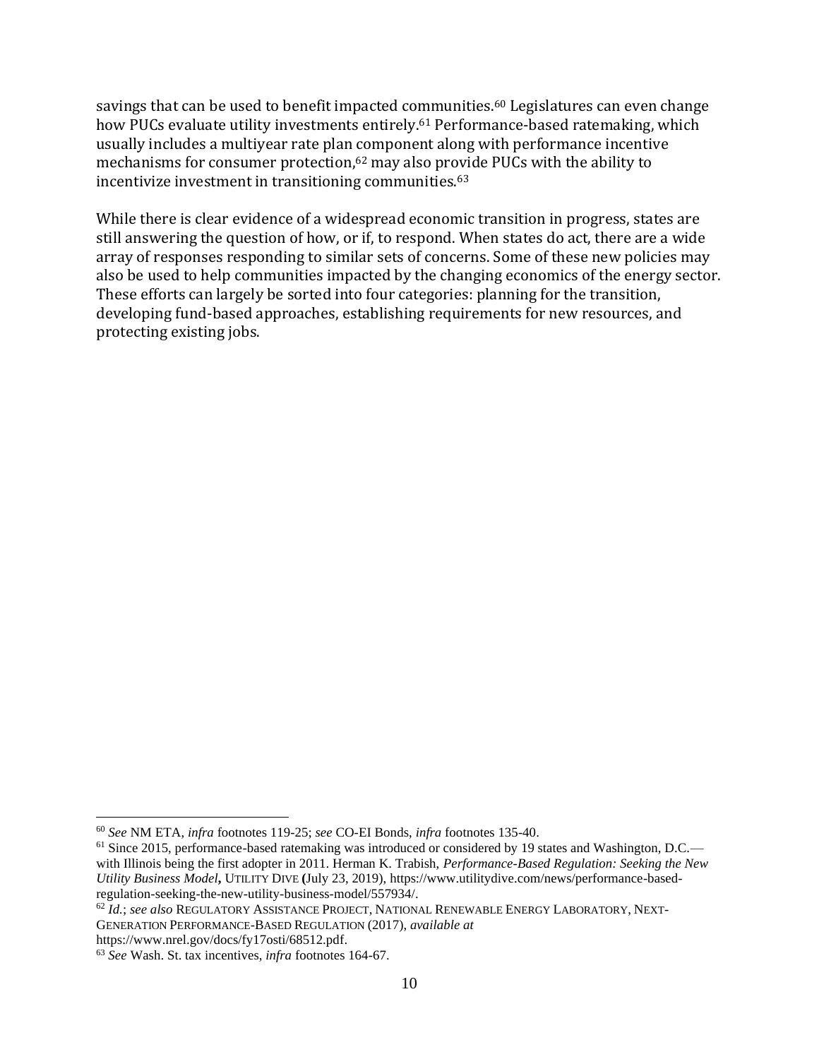savings that can be used to benefit impacted communities.[60] Legislatures can even change how PUCs evaluate utility investments entirely.[61] Performance-based ratemaking, which usually includes a multiyear rate plan component along with performance incentive mechanisms for consumer protection,[62] may also provide PUCs with the ability to incentivize investment in transitioning communities.[63]

While there is clear evidence of a widespread economic transition in progress, states are still answering the question of how, or if, to respond. When states do act, there are a wide array of responses responding to similar sets of concerns. Some of these new policies may also be used to help communities impacted by the changing economics of the energy sector. These efforts can largely be sorted into four categories: planning for the transition, developing fund-based approaches, establishing requirements for new resources, and protecting existing jobs.

---

[60] *See* NM ETA, *infra* footnotes 119-25; *see* CO-EI Bonds, *infra* footnotes 135-40.

[61] Since 2015, performance-based ratemaking was introduced or considered by 19 states and Washington, D.C.—with Illinois being the first adopter in 2011. Herman K. Trabish, *Performance-Based Regulation: Seeking the New Utility Business Model***,** UTILITY DIVE **(**July 23, 2019), https://www.utilitydive.com/news/performance-based-regulation-seeking-the-new-utility-business-model/557934/.

[62] *Id.*; *see also* REGULATORY ASSISTANCE PROJECT, NATIONAL RENEWABLE ENERGY LABORATORY, NEXT-GENERATION PERFORMANCE-BASED REGULATION (2017), *available at* https://www.nrel.gov/docs/fy17osti/68512.pdf.

[63] *See* Wash. St. tax incentives, *infra* footnotes 164-67.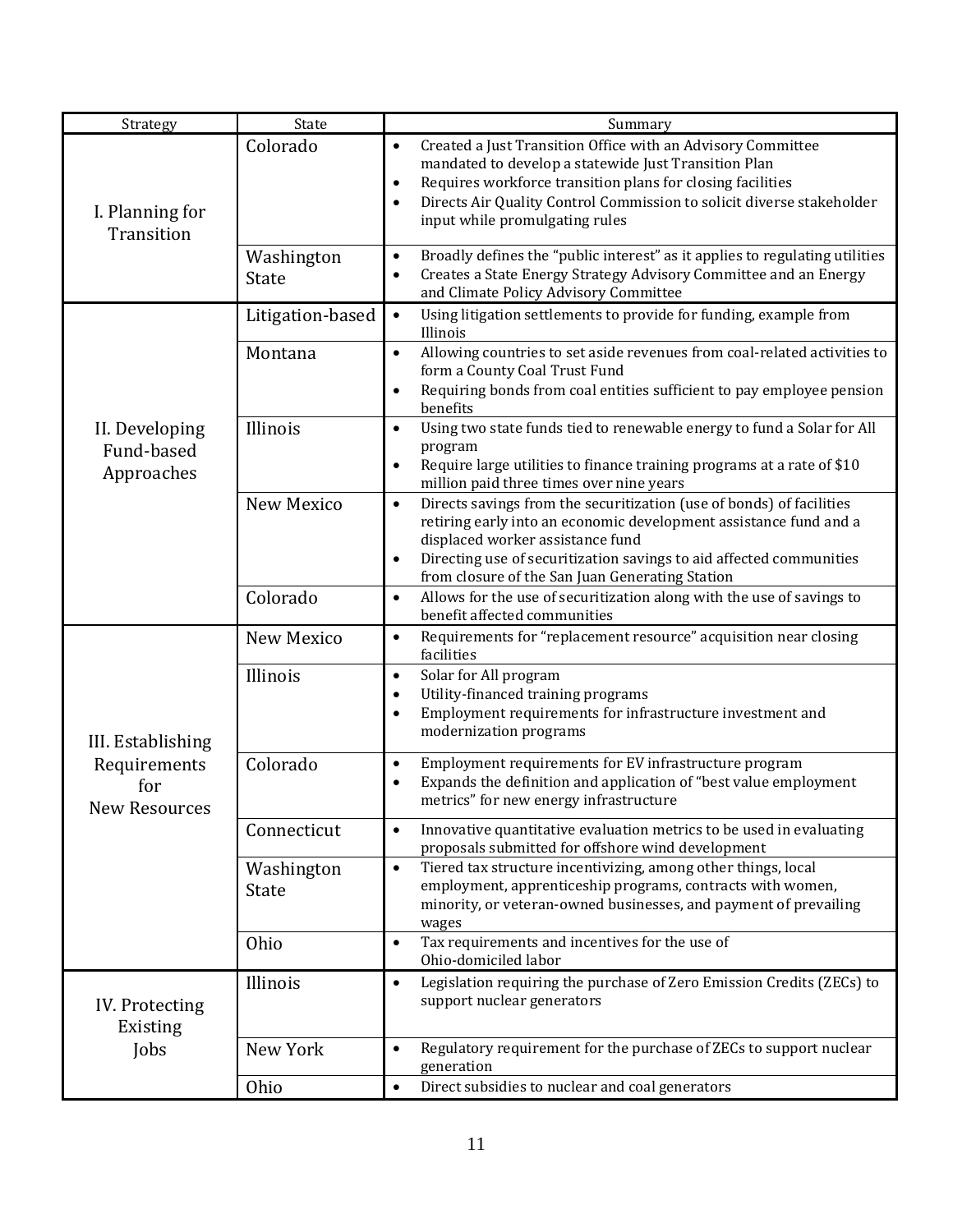| Strategy | State | Summary |
|---|---|---|
| I. Planning for Transition | Colorado | • Created a Just Transition Office with an Advisory Committee mandated to develop a statewide Just Transition Plan<br>• Requires workforce transition plans for closing facilities<br>• Directs Air Quality Control Commission to solicit diverse stakeholder input while promulgating rules |
| | Washington State | • Broadly defines the "public interest" as it applies to regulating utilities<br>• Creates a State Energy Strategy Advisory Committee and an Energy and Climate Policy Advisory Committee |
| II. Developing Fund-based Approaches | Litigation-based | • Using litigation settlements to provide for funding, example from Illinois |
| | Montana | • Allowing countries to set aside revenues from coal-related activities to form a County Coal Trust Fund<br>• Requiring bonds from coal entities sufficient to pay employee pension benefits |
| | Illinois | • Using two state funds tied to renewable energy to fund a Solar for All program<br>• Require large utilities to finance training programs at a rate of $10 million paid three times over nine years |
| | New Mexico | • Directs savings from the securitization (use of bonds) of facilities retiring early into an economic development assistance fund and a displaced worker assistance fund<br>• Directing use of securitization savings to aid affected communities from closure of the San Juan Generating Station |
| | Colorado | • Allows for the use of securitization along with the use of savings to benefit affected communities |
| III. Establishing Requirements for New Resources | New Mexico | • Requirements for "replacement resource" acquisition near closing facilities |
| | Illinois | • Solar for All program<br>• Utility-financed training programs<br>• Employment requirements for infrastructure investment and modernization programs |
| | Colorado | • Employment requirements for EV infrastructure program<br>• Expands the definition and application of "best value employment metrics" for new energy infrastructure |
| | Connecticut | • Innovative quantitative evaluation metrics to be used in evaluating proposals submitted for offshore wind development |
| | Washington State | • Tiered tax structure incentivizing, among other things, local employment, apprenticeship programs, contracts with women, minority, or veteran-owned businesses, and payment of prevailing wages |
| | Ohio | • Tax requirements and incentives for the use of Ohio-domiciled labor |
| IV. Protecting Existing Jobs | Illinois | • Legislation requiring the purchase of Zero Emission Credits (ZECs) to support nuclear generators |
| | New York | • Regulatory requirement for the purchase of ZECs to support nuclear generation |
| | Ohio | • Direct subsidies to nuclear and coal generators |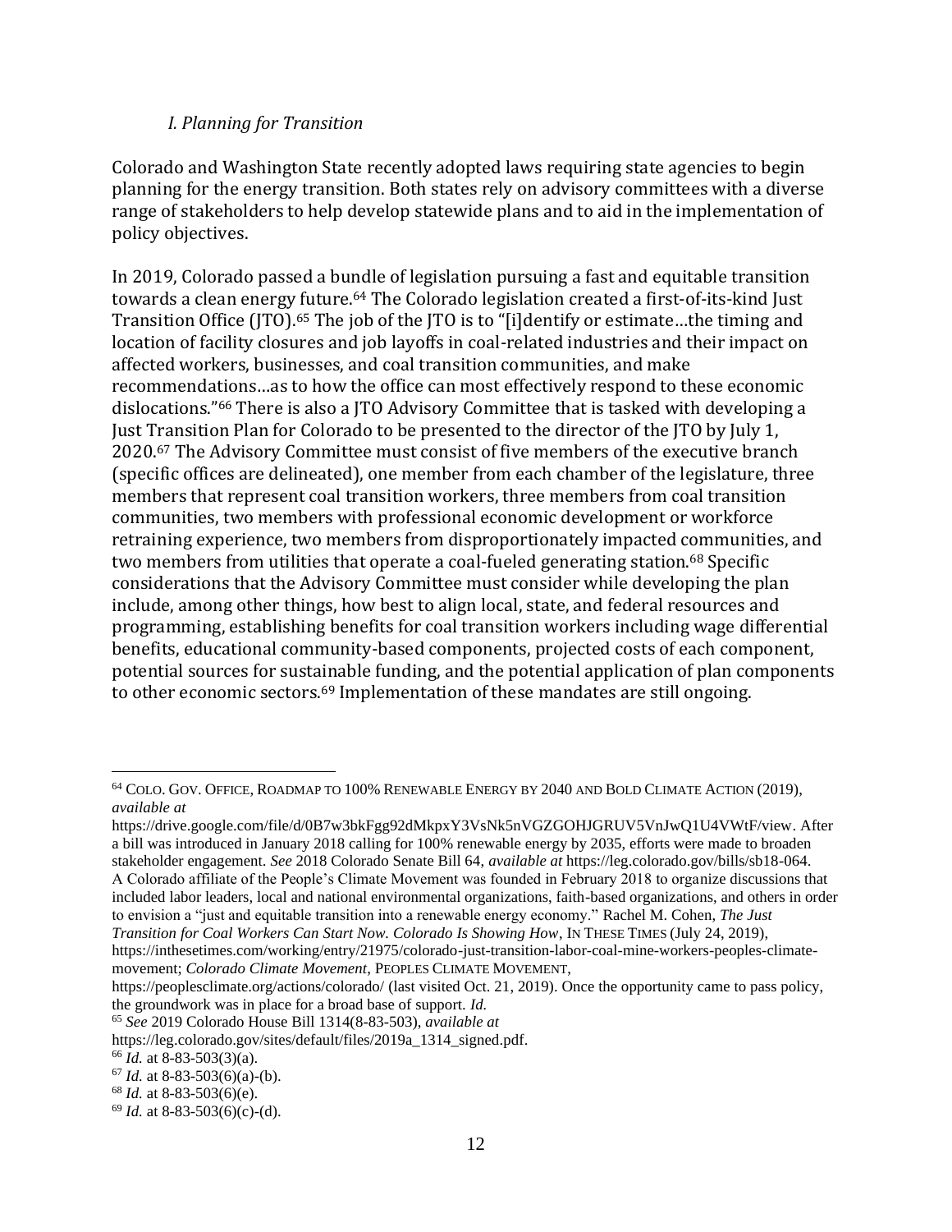### *I. Planning for Transition*

Colorado and Washington State recently adopted laws requiring state agencies to begin planning for the energy transition. Both states rely on advisory committees with a diverse range of stakeholders to help develop statewide plans and to aid in the implementation of policy objectives.

In 2019, Colorado passed a bundle of legislation pursuing a fast and equitable transition towards a clean energy future.[64] The Colorado legislation created a first-of-its-kind Just Transition Office (JTO).[65] The job of the JTO is to "[i]dentify or estimate…the timing and location of facility closures and job layoffs in coal-related industries and their impact on affected workers, businesses, and coal transition communities, and make recommendations…as to how the office can most effectively respond to these economic dislocations."[66] There is also a JTO Advisory Committee that is tasked with developing a Just Transition Plan for Colorado to be presented to the director of the JTO by July 1, 2020.[67] The Advisory Committee must consist of five members of the executive branch (specific offices are delineated), one member from each chamber of the legislature, three members that represent coal transition workers, three members from coal transition communities, two members with professional economic development or workforce retraining experience, two members from disproportionately impacted communities, and two members from utilities that operate a coal-fueled generating station.[68] Specific considerations that the Advisory Committee must consider while developing the plan include, among other things, how best to align local, state, and federal resources and programming, establishing benefits for coal transition workers including wage differential benefits, educational community-based components, projected costs of each component, potential sources for sustainable funding, and the potential application of plan components to other economic sectors.[69] Implementation of these mandates are still ongoing.

---

[64] COLO. GOV. OFFICE, ROADMAP TO 100% RENEWABLE ENERGY BY 2040 AND BOLD CLIMATE ACTION (2019), *available at* https://drive.google.com/file/d/0B7w3bkFgg92dMkpxY3VsNk5nVGZGOHJGRUV5VnJwQ1U4VWtF/view. After a bill was introduced in January 2018 calling for 100% renewable energy by 2035, efforts were made to broaden stakeholder engagement. *See* 2018 Colorado Senate Bill 64, *available at* https://leg.colorado.gov/bills/sb18-064. A Colorado affiliate of the People's Climate Movement was founded in February 2018 to organize discussions that included labor leaders, local and national environmental organizations, faith-based organizations, and others in order to envision a "just and equitable transition into a renewable energy economy." Rachel M. Cohen, *The Just Transition for Coal Workers Can Start Now. Colorado Is Showing How*, IN THESE TIMES (July 24, 2019), https://inthesetimes.com/working/entry/21975/colorado-just-transition-labor-coal-mine-workers-peoples-climate-movement; *Colorado Climate Movement*, PEOPLES CLIMATE MOVEMENT, https://peoplesclimate.org/actions/colorado/ (last visited Oct. 21, 2019). Once the opportunity came to pass policy, the groundwork was in place for a broad base of support. *Id.*

[65] *See* 2019 Colorado House Bill 1314(8-83-503), *available at* https://leg.colorado.gov/sites/default/files/2019a_1314_signed.pdf.

[66] *Id.* at 8-83-503(3)(a).

[67] *Id.* at 8-83-503(6)(a)-(b).

[68] *Id.* at 8-83-503(6)(e).

[69] *Id.* at 8-83-503(6)(c)-(d).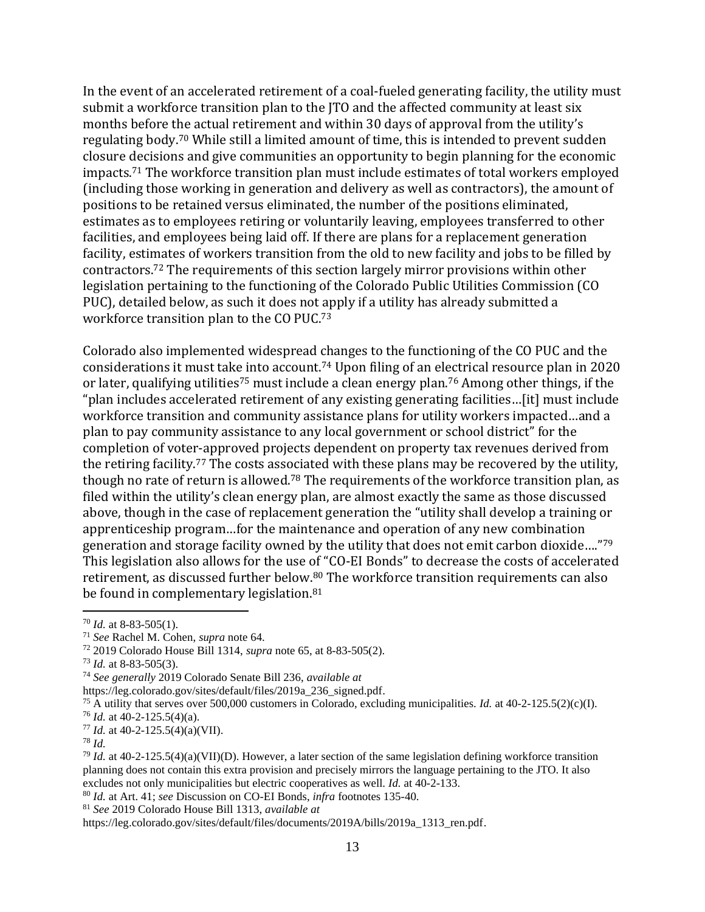In the event of an accelerated retirement of a coal-fueled generating facility, the utility must submit a workforce transition plan to the JTO and the affected community at least six months before the actual retirement and within 30 days of approval from the utility's regulating body.[70] While still a limited amount of time, this is intended to prevent sudden closure decisions and give communities an opportunity to begin planning for the economic impacts.[71] The workforce transition plan must include estimates of total workers employed (including those working in generation and delivery as well as contractors), the amount of positions to be retained versus eliminated, the number of the positions eliminated, estimates as to employees retiring or voluntarily leaving, employees transferred to other facilities, and employees being laid off. If there are plans for a replacement generation facility, estimates of workers transition from the old to new facility and jobs to be filled by contractors.[72] The requirements of this section largely mirror provisions within other legislation pertaining to the functioning of the Colorado Public Utilities Commission (CO PUC), detailed below, as such it does not apply if a utility has already submitted a workforce transition plan to the CO PUC.[73]

Colorado also implemented widespread changes to the functioning of the CO PUC and the considerations it must take into account.[74] Upon filing of an electrical resource plan in 2020 or later, qualifying utilities[75] must include a clean energy plan.[76] Among other things, if the "plan includes accelerated retirement of any existing generating facilities…[it] must include workforce transition and community assistance plans for utility workers impacted…and a plan to pay community assistance to any local government or school district" for the completion of voter-approved projects dependent on property tax revenues derived from the retiring facility.[77] The costs associated with these plans may be recovered by the utility, though no rate of return is allowed.[78] The requirements of the workforce transition plan, as filed within the utility's clean energy plan, are almost exactly the same as those discussed above, though in the case of replacement generation the "utility shall develop a training or apprenticeship program…for the maintenance and operation of any new combination generation and storage facility owned by the utility that does not emit carbon dioxide…."[79] This legislation also allows for the use of "CO-EI Bonds" to decrease the costs of accelerated retirement, as discussed further below.[80] The workforce transition requirements can also be found in complementary legislation.[81]

---

[70] *Id.* at 8-83-505(1).

[71] *See* Rachel M. Cohen, *supra* note 64.

[72] 2019 Colorado House Bill 1314, *supra* note 65, at 8-83-505(2).

[73] *Id.* at 8-83-505(3).

[74] *See generally* 2019 Colorado Senate Bill 236, *available at* https://leg.colorado.gov/sites/default/files/2019a_236_signed.pdf.

[75] A utility that serves over 500,000 customers in Colorado, excluding municipalities. *Id.* at 40-2-125.5(2)(c)(I).

[76] *Id.* at 40-2-125.5(4)(a).

[77] *Id.* at 40-2-125.5(4)(a)(VII).

[78] *Id.*

[79] *Id.* at 40-2-125.5(4)(a)(VII)(D). However, a later section of the same legislation defining workforce transition planning does not contain this extra provision and precisely mirrors the language pertaining to the JTO. It also excludes not only municipalities but electric cooperatives as well. *Id.* at 40-2-133.

[80] *Id.* at Art. 41; *see* Discussion on CO-EI Bonds, *infra* footnotes 135-40.

[81] *See* 2019 Colorado House Bill 1313, *available at* https://leg.colorado.gov/sites/default/files/documents/2019A/bills/2019a_1313_ren.pdf.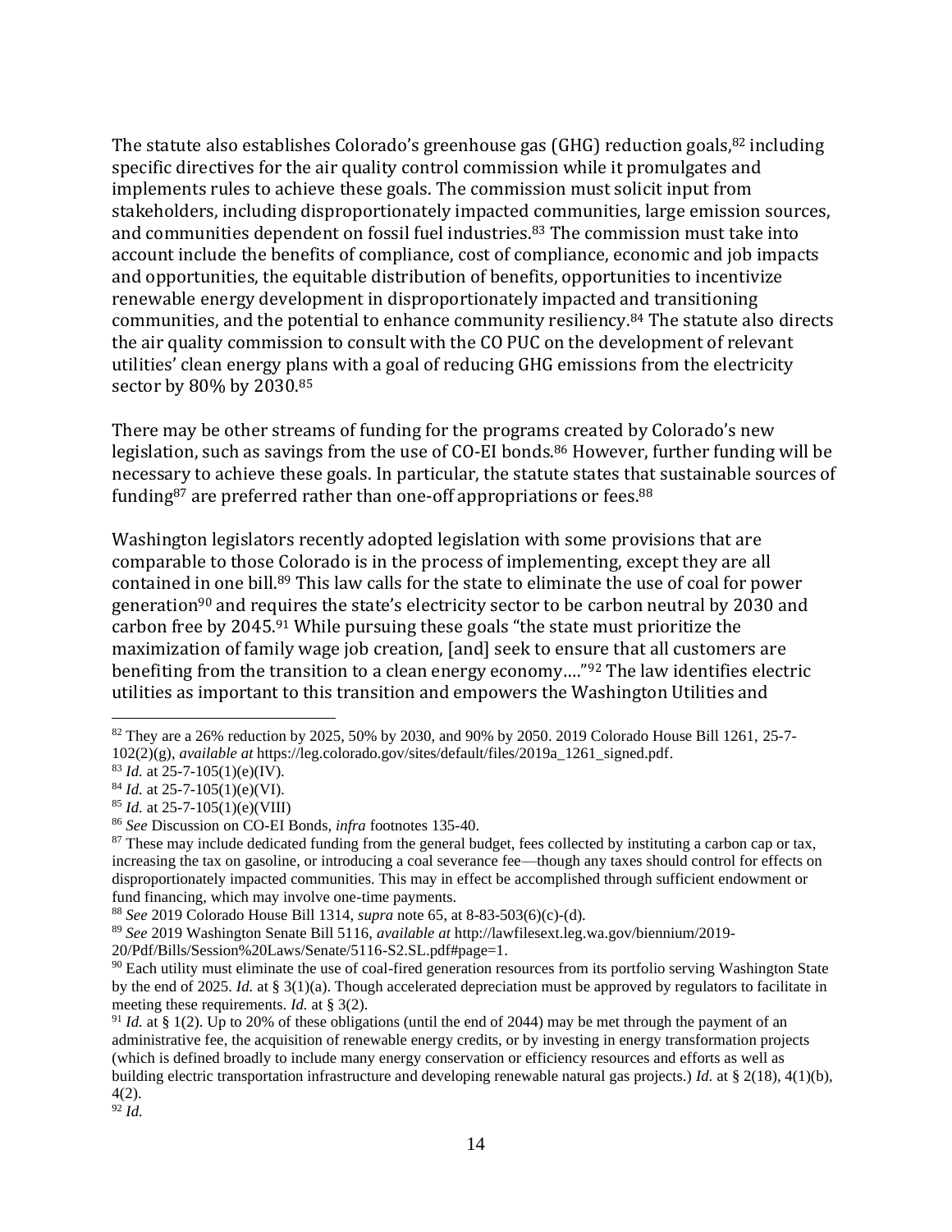The statute also establishes Colorado's greenhouse gas (GHG) reduction goals,[82] including specific directives for the air quality control commission while it promulgates and implements rules to achieve these goals. The commission must solicit input from stakeholders, including disproportionately impacted communities, large emission sources, and communities dependent on fossil fuel industries.[83] The commission must take into account include the benefits of compliance, cost of compliance, economic and job impacts and opportunities, the equitable distribution of benefits, opportunities to incentivize renewable energy development in disproportionately impacted and transitioning communities, and the potential to enhance community resiliency.[84] The statute also directs the air quality commission to consult with the CO PUC on the development of relevant utilities' clean energy plans with a goal of reducing GHG emissions from the electricity sector by 80% by 2030.[85]

There may be other streams of funding for the programs created by Colorado's new legislation, such as savings from the use of CO-EI bonds.[86] However, further funding will be necessary to achieve these goals. In particular, the statute states that sustainable sources of funding[87] are preferred rather than one-off appropriations or fees.[88]

Washington legislators recently adopted legislation with some provisions that are comparable to those Colorado is in the process of implementing, except they are all contained in one bill.[89] This law calls for the state to eliminate the use of coal for power generation[90] and requires the state's electricity sector to be carbon neutral by 2030 and carbon free by 2045.[91] While pursuing these goals "the state must prioritize the maximization of family wage job creation, [and] seek to ensure that all customers are benefiting from the transition to a clean energy economy…."[92] The law identifies electric utilities as important to this transition and empowers the Washington Utilities and

---

[82] They are a 26% reduction by 2025, 50% by 2030, and 90% by 2050. 2019 Colorado House Bill 1261, 25-7-102(2)(g), *available at* https://leg.colorado.gov/sites/default/files/2019a_1261_signed.pdf.

[83] *Id.* at 25-7-105(1)(e)(IV).

[84] *Id.* at 25-7-105(1)(e)(VI).

[85] *Id.* at 25-7-105(1)(e)(VIII)

[86] *See* Discussion on CO-EI Bonds, *infra* footnotes 135-40.

[87] These may include dedicated funding from the general budget, fees collected by instituting a carbon cap or tax, increasing the tax on gasoline, or introducing a coal severance fee—though any taxes should control for effects on disproportionately impacted communities. This may in effect be accomplished through sufficient endowment or fund financing, which may involve one-time payments.

[88] *See* 2019 Colorado House Bill 1314, *supra* note 65, at 8-83-503(6)(c)-(d).

[89] *See* 2019 Washington Senate Bill 5116, *available at* http://lawfilesext.leg.wa.gov/biennium/2019-20/Pdf/Bills/Session%20Laws/Senate/5116-S2.SL.pdf#page=1.

[90] Each utility must eliminate the use of coal-fired generation resources from its portfolio serving Washington State by the end of 2025. *Id.* at § 3(1)(a). Though accelerated depreciation must be approved by regulators to facilitate in meeting these requirements. *Id.* at § 3(2).

[91] *Id.* at § 1(2). Up to 20% of these obligations (until the end of 2044) may be met through the payment of an administrative fee, the acquisition of renewable energy credits, or by investing in energy transformation projects (which is defined broadly to include many energy conservation or efficiency resources and efforts as well as building electric transportation infrastructure and developing renewable natural gas projects.) *Id.* at § 2(18), 4(1)(b), 4(2).

[92] *Id.*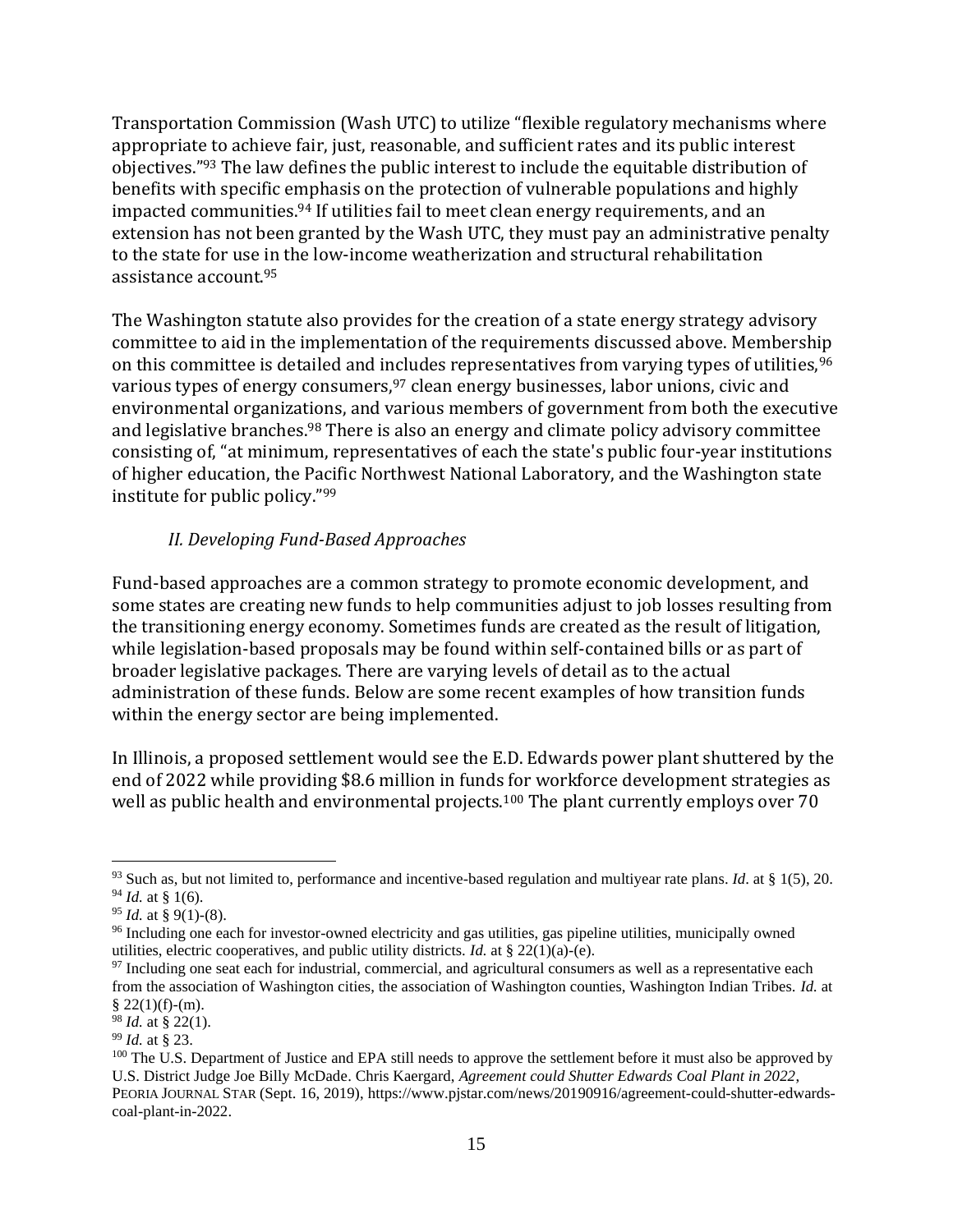Transportation Commission (Wash UTC) to utilize "flexible regulatory mechanisms where appropriate to achieve fair, just, reasonable, and sufficient rates and its public interest objectives."[93] The law defines the public interest to include the equitable distribution of benefits with specific emphasis on the protection of vulnerable populations and highly impacted communities.[94] If utilities fail to meet clean energy requirements, and an extension has not been granted by the Wash UTC, they must pay an administrative penalty to the state for use in the low-income weatherization and structural rehabilitation assistance account.[95]

The Washington statute also provides for the creation of a state energy strategy advisory committee to aid in the implementation of the requirements discussed above. Membership on this committee is detailed and includes representatives from varying types of utilities,[96] various types of energy consumers,[97] clean energy businesses, labor unions, civic and environmental organizations, and various members of government from both the executive and legislative branches.[98] There is also an energy and climate policy advisory committee consisting of, "at minimum, representatives of each the state's public four-year institutions of higher education, the Pacific Northwest National Laboratory, and the Washington state institute for public policy."[99]

### *II. Developing Fund-Based Approaches*

Fund-based approaches are a common strategy to promote economic development, and some states are creating new funds to help communities adjust to job losses resulting from the transitioning energy economy. Sometimes funds are created as the result of litigation, while legislation-based proposals may be found within self-contained bills or as part of broader legislative packages. There are varying levels of detail as to the actual administration of these funds. Below are some recent examples of how transition funds within the energy sector are being implemented.

In Illinois, a proposed settlement would see the E.D. Edwards power plant shuttered by the end of 2022 while providing $8.6 million in funds for workforce development strategies as well as public health and environmental projects.[100] The plant currently employs over 70

---

[93] Such as, but not limited to, performance and incentive-based regulation and multiyear rate plans. *Id*. at § 1(5), 20.

[94] *Id.* at § 1(6).

[95] *Id.* at § 9(1)-(8).

[96] Including one each for investor-owned electricity and gas utilities, gas pipeline utilities, municipally owned utilities, electric cooperatives, and public utility districts. *Id.* at § 22(1)(a)-(e).

[97] Including one seat each for industrial, commercial, and agricultural consumers as well as a representative each from the association of Washington cities, the association of Washington counties, Washington Indian Tribes. *Id.* at § 22(1)(f)-(m).

[98] *Id.* at § 22(1).

[99] *Id.* at § 23.

[100] The U.S. Department of Justice and EPA still needs to approve the settlement before it must also be approved by U.S. District Judge Joe Billy McDade. Chris Kaergard, *Agreement could Shutter Edwards Coal Plant in 2022*, PEORIA JOURNAL STAR (Sept. 16, 2019), https://www.pjstar.com/news/20190916/agreement-could-shutter-edwards-coal-plant-in-2022.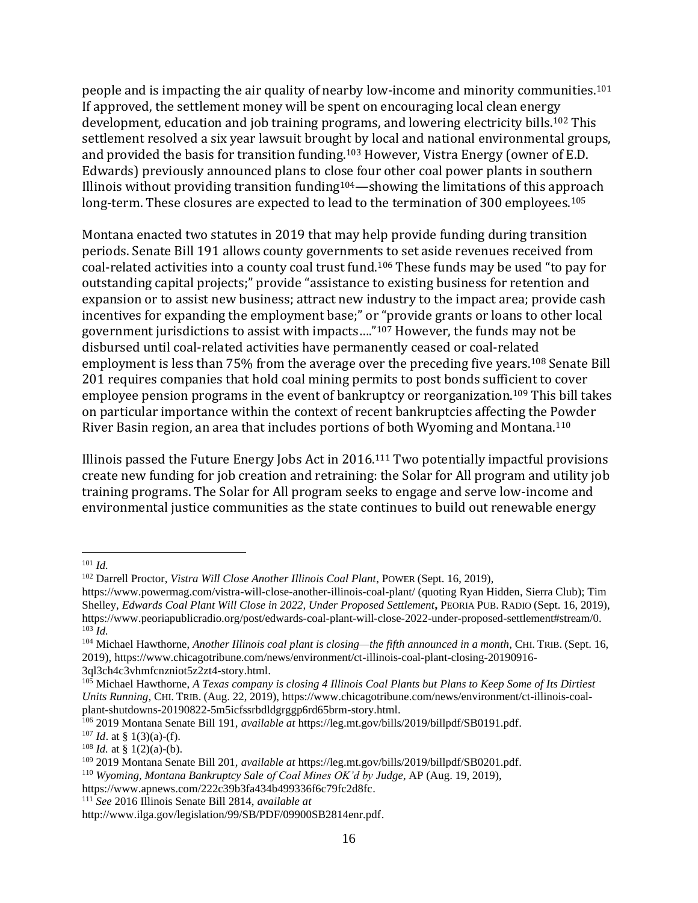people and is impacting the air quality of nearby low-income and minority communities.[101] If approved, the settlement money will be spent on encouraging local clean energy development, education and job training programs, and lowering electricity bills.[102] This settlement resolved a six year lawsuit brought by local and national environmental groups, and provided the basis for transition funding.[103] However, Vistra Energy (owner of E.D. Edwards) previously announced plans to close four other coal power plants in southern Illinois without providing transition funding[104]—showing the limitations of this approach long-term. These closures are expected to lead to the termination of 300 employees.[105]

Montana enacted two statutes in 2019 that may help provide funding during transition periods. Senate Bill 191 allows county governments to set aside revenues received from coal-related activities into a county coal trust fund.[106] These funds may be used "to pay for outstanding capital projects;" provide "assistance to existing business for retention and expansion or to assist new business; attract new industry to the impact area; provide cash incentives for expanding the employment base;" or "provide grants or loans to other local government jurisdictions to assist with impacts…."[107] However, the funds may not be disbursed until coal-related activities have permanently ceased or coal-related employment is less than 75% from the average over the preceding five years.[108] Senate Bill 201 requires companies that hold coal mining permits to post bonds sufficient to cover employee pension programs in the event of bankruptcy or reorganization.[109] This bill takes on particular importance within the context of recent bankruptcies affecting the Powder River Basin region, an area that includes portions of both Wyoming and Montana.[110]

Illinois passed the Future Energy Jobs Act in 2016.[111] Two potentially impactful provisions create new funding for job creation and retraining: the Solar for All program and utility job training programs. The Solar for All program seeks to engage and serve low-income and environmental justice communities as the state continues to build out renewable energy

---

[101] *Id.*

[102] Darrell Proctor, *Vistra Will Close Another Illinois Coal Plant*, POWER (Sept. 16, 2019), https://www.powermag.com/vistra-will-close-another-illinois-coal-plant/ (quoting Ryan Hidden, Sierra Club); Tim Shelley, *Edwards Coal Plant Will Close in 2022, Under Proposed Settlement*, PEORIA PUB. RADIO (Sept. 16, 2019), https://www.peoriapublicradio.org/post/edwards-coal-plant-will-close-2022-under-proposed-settlement#stream/0.

[103] *Id.*

[104] Michael Hawthorne, *Another Illinois coal plant is closing—the fifth announced in a month*, CHI. TRIB. (Sept. 16, 2019), https://www.chicagotribune.com/news/environment/ct-illinois-coal-plant-closing-20190916-3ql3ch4c3vhmfcnzniot5z2zt4-story.html.

[105] Michael Hawthorne, *A Texas company is closing 4 Illinois Coal Plants but Plans to Keep Some of Its Dirtiest Units Running*, CHI. TRIB. (Aug. 22, 2019), https://www.chicagotribune.com/news/environment/ct-illinois-coal-plant-shutdowns-20190822-5m5icfssrbdldgrggp6rd65brm-story.html.

[106] 2019 Montana Senate Bill 191, *available at* https://leg.mt.gov/bills/2019/billpdf/SB0191.pdf.

[107] *Id*. at § 1(3)(a)-(f).

[108] *Id.* at § 1(2)(a)-(b).

[109] 2019 Montana Senate Bill 201, *available at* https://leg.mt.gov/bills/2019/billpdf/SB0201.pdf.

[110] *Wyoming, Montana Bankruptcy Sale of Coal Mines OK'd by Judge*, AP (Aug. 19, 2019), https://www.apnews.com/222c39b3fa434b499336f6c79fc2d8fc.

[111] *See* 2016 Illinois Senate Bill 2814, *available at* http://www.ilga.gov/legislation/99/SB/PDF/09900SB2814enr.pdf.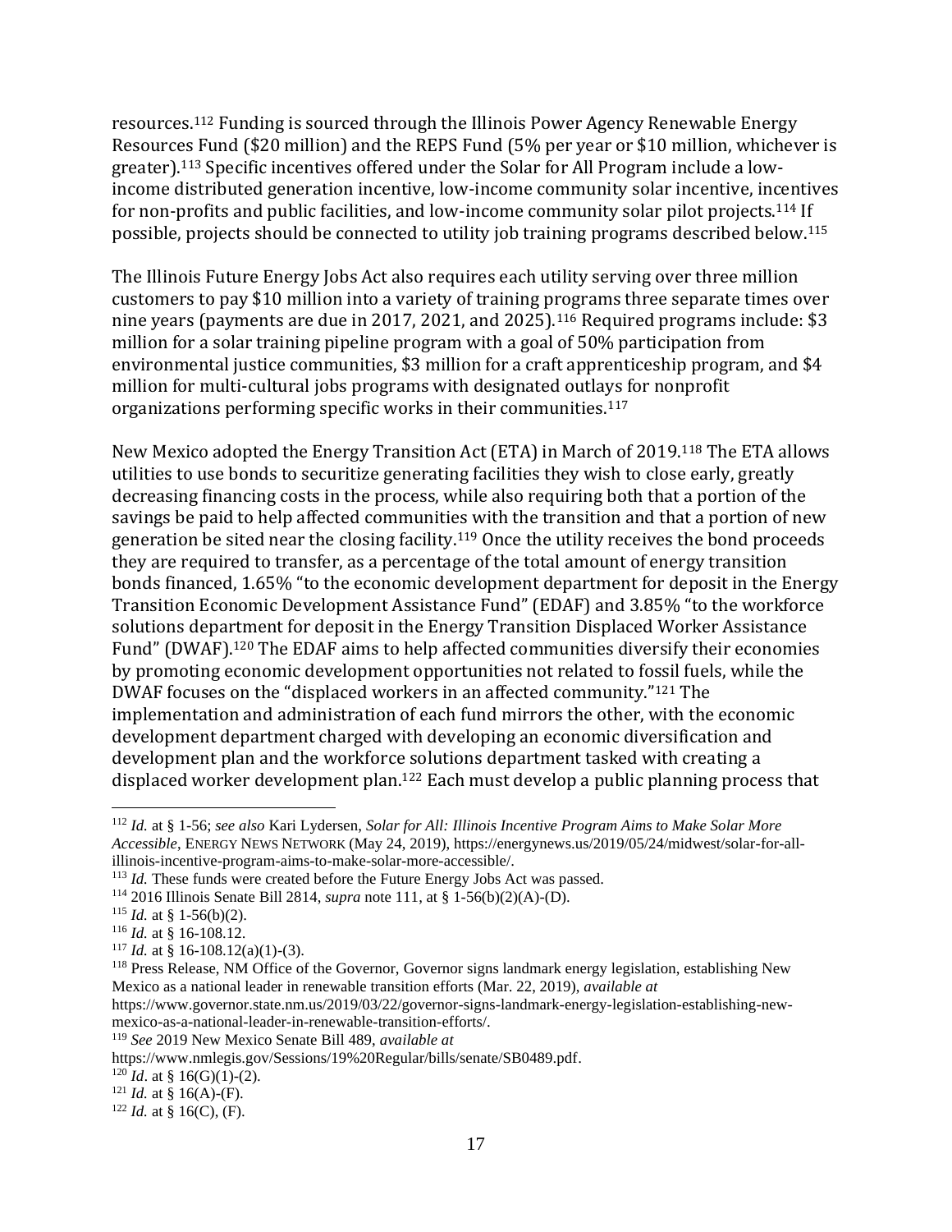resources.[112] Funding is sourced through the Illinois Power Agency Renewable Energy Resources Fund ($20 million) and the REPS Fund (5% per year or $10 million, whichever is greater).[113] Specific incentives offered under the Solar for All Program include a low-income distributed generation incentive, low-income community solar incentive, incentives for non-profits and public facilities, and low-income community solar pilot projects.[114] If possible, projects should be connected to utility job training programs described below.[115]

The Illinois Future Energy Jobs Act also requires each utility serving over three million customers to pay $10 million into a variety of training programs three separate times over nine years (payments are due in 2017, 2021, and 2025).[116] Required programs include: $3 million for a solar training pipeline program with a goal of 50% participation from environmental justice communities, $3 million for a craft apprenticeship program, and $4 million for multi-cultural jobs programs with designated outlays for nonprofit organizations performing specific works in their communities.[117]

New Mexico adopted the Energy Transition Act (ETA) in March of 2019.[118] The ETA allows utilities to use bonds to securitize generating facilities they wish to close early, greatly decreasing financing costs in the process, while also requiring both that a portion of the savings be paid to help affected communities with the transition and that a portion of new generation be sited near the closing facility.[119] Once the utility receives the bond proceeds they are required to transfer, as a percentage of the total amount of energy transition bonds financed, 1.65% "to the economic development department for deposit in the Energy Transition Economic Development Assistance Fund" (EDAF) and 3.85% "to the workforce solutions department for deposit in the Energy Transition Displaced Worker Assistance Fund" (DWAF).[120] The EDAF aims to help affected communities diversify their economies by promoting economic development opportunities not related to fossil fuels, while the DWAF focuses on the "displaced workers in an affected community."[121] The implementation and administration of each fund mirrors the other, with the economic development department charged with developing an economic diversification and development plan and the workforce solutions department tasked with creating a displaced worker development plan.[122] Each must develop a public planning process that

---

[112] *Id.* at § 1-56; *see also* Kari Lydersen, *Solar for All: Illinois Incentive Program Aims to Make Solar More Accessible*, ENERGY NEWS NETWORK (May 24, 2019), https://energynews.us/2019/05/24/midwest/solar-for-all-illinois-incentive-program-aims-to-make-solar-more-accessible/.

[113] *Id.* These funds were created before the Future Energy Jobs Act was passed.

[114] 2016 Illinois Senate Bill 2814, *supra* note 111, at § 1-56(b)(2)(A)-(D).

[115] *Id.* at § 1-56(b)(2).

[116] *Id.* at § 16-108.12.

[117] *Id.* at § 16-108.12(a)(1)-(3).

[118] Press Release, NM Office of the Governor, Governor signs landmark energy legislation, establishing New Mexico as a national leader in renewable transition efforts (Mar. 22, 2019), *available at* https://www.governor.state.nm.us/2019/03/22/governor-signs-landmark-energy-legislation-establishing-new-mexico-as-a-national-leader-in-renewable-transition-efforts/.

[119] *See* 2019 New Mexico Senate Bill 489, *available at* https://www.nmlegis.gov/Sessions/19%20Regular/bills/senate/SB0489.pdf.

[120] *Id*. at § 16(G)(1)-(2).

[121] *Id.* at § 16(A)-(F).

[122] *Id.* at § 16(C), (F).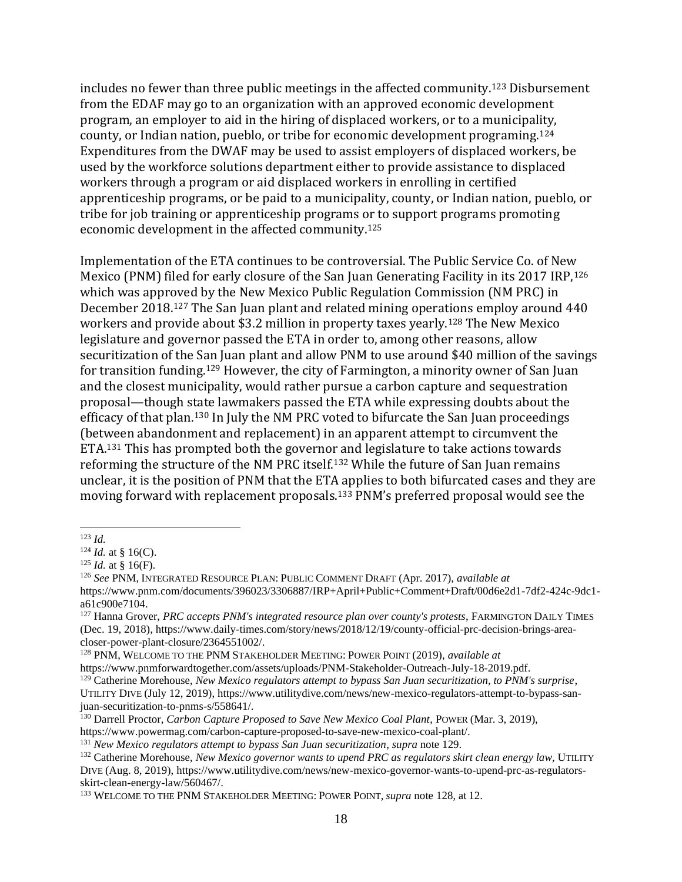includes no fewer than three public meetings in the affected community.[123] Disbursement from the EDAF may go to an organization with an approved economic development program, an employer to aid in the hiring of displaced workers, or to a municipality, county, or Indian nation, pueblo, or tribe for economic development programing.[124] Expenditures from the DWAF may be used to assist employers of displaced workers, be used by the workforce solutions department either to provide assistance to displaced workers through a program or aid displaced workers in enrolling in certified apprenticeship programs, or be paid to a municipality, county, or Indian nation, pueblo, or tribe for job training or apprenticeship programs or to support programs promoting economic development in the affected community.[125]

Implementation of the ETA continues to be controversial. The Public Service Co. of New Mexico (PNM) filed for early closure of the San Juan Generating Facility in its 2017 IRP,[126] which was approved by the New Mexico Public Regulation Commission (NM PRC) in December 2018.[127] The San Juan plant and related mining operations employ around 440 workers and provide about $3.2 million in property taxes yearly.[128] The New Mexico legislature and governor passed the ETA in order to, among other reasons, allow securitization of the San Juan plant and allow PNM to use around $40 million of the savings for transition funding.[129] However, the city of Farmington, a minority owner of San Juan and the closest municipality, would rather pursue a carbon capture and sequestration proposal—though state lawmakers passed the ETA while expressing doubts about the efficacy of that plan.[130] In July the NM PRC voted to bifurcate the San Juan proceedings (between abandonment and replacement) in an apparent attempt to circumvent the ETA.[131] This has prompted both the governor and legislature to take actions towards reforming the structure of the NM PRC itself.[132] While the future of San Juan remains unclear, it is the position of PNM that the ETA applies to both bifurcated cases and they are moving forward with replacement proposals.[133] PNM's preferred proposal would see the

---

[123] *Id.*

[124] *Id.* at § 16(C).

[125] *Id.* at § 16(F).

[126] *See* PNM, INTEGRATED RESOURCE PLAN: PUBLIC COMMENT DRAFT (Apr. 2017), *available at* https://www.pnm.com/documents/396023/3306887/IRP+April+Public+Comment+Draft/00d6e2d1-7df2-424c-9dc1-a61c900e7104.

[127] Hanna Grover, *PRC accepts PNM's integrated resource plan over county's protests*, FARMINGTON DAILY TIMES (Dec. 19, 2018), https://www.daily-times.com/story/news/2018/12/19/county-official-prc-decision-brings-area-closer-power-plant-closure/2364551002/.

[128] PNM, WELCOME TO THE PNM STAKEHOLDER MEETING: POWER POINT (2019), *available at* https://www.pnmforwardtogether.com/assets/uploads/PNM-Stakeholder-Outreach-July-18-2019.pdf.

[129] Catherine Morehouse, *New Mexico regulators attempt to bypass San Juan securitization, to PNM's surprise*, UTILITY DIVE (July 12, 2019), https://www.utilitydive.com/news/new-mexico-regulators-attempt-to-bypass-san-juan-securitization-to-pnms-s/558641/.

[130] Darrell Proctor, *Carbon Capture Proposed to Save New Mexico Coal Plant*, POWER (Mar. 3, 2019), https://www.powermag.com/carbon-capture-proposed-to-save-new-mexico-coal-plant/.

[131] *New Mexico regulators attempt to bypass San Juan securitization*, *supra* note 129.

[132] Catherine Morehouse, *New Mexico governor wants to upend PRC as regulators skirt clean energy law*, UTILITY DIVE (Aug. 8, 2019), https://www.utilitydive.com/news/new-mexico-governor-wants-to-upend-prc-as-regulators-skirt-clean-energy-law/560467/.

[133] WELCOME TO THE PNM STAKEHOLDER MEETING: POWER POINT, *supra* note 128, at 12.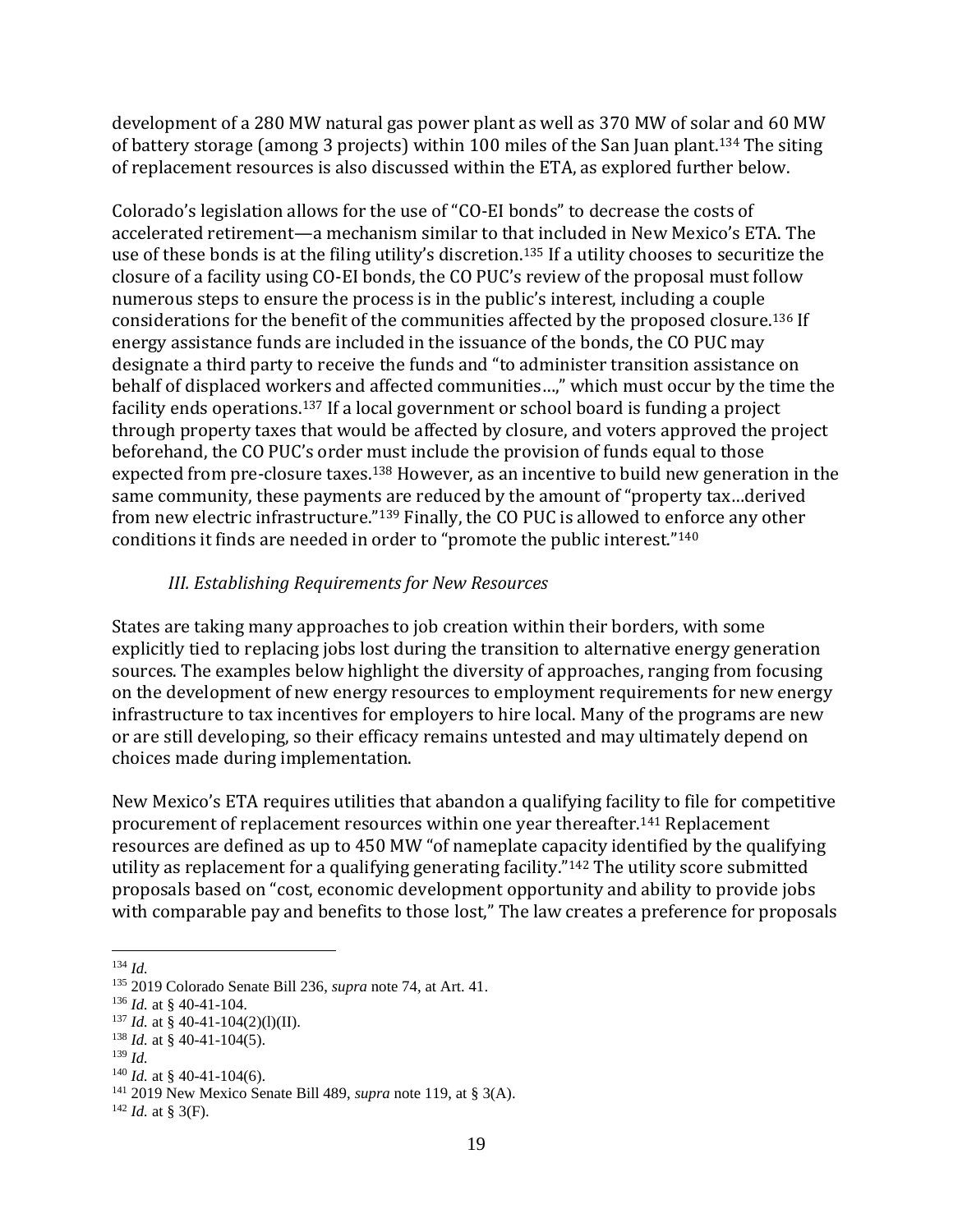development of a 280 MW natural gas power plant as well as 370 MW of solar and 60 MW of battery storage (among 3 projects) within 100 miles of the San Juan plant.[134] The siting of replacement resources is also discussed within the ETA, as explored further below.

Colorado's legislation allows for the use of "CO-EI bonds" to decrease the costs of accelerated retirement—a mechanism similar to that included in New Mexico's ETA. The use of these bonds is at the filing utility's discretion.[135] If a utility chooses to securitize the closure of a facility using CO-EI bonds, the CO PUC's review of the proposal must follow numerous steps to ensure the process is in the public's interest, including a couple considerations for the benefit of the communities affected by the proposed closure.[136] If energy assistance funds are included in the issuance of the bonds, the CO PUC may designate a third party to receive the funds and "to administer transition assistance on behalf of displaced workers and affected communities…," which must occur by the time the facility ends operations.[137] If a local government or school board is funding a project through property taxes that would be affected by closure, and voters approved the project beforehand, the CO PUC's order must include the provision of funds equal to those expected from pre-closure taxes.[138] However, as an incentive to build new generation in the same community, these payments are reduced by the amount of "property tax…derived from new electric infrastructure."[139] Finally, the CO PUC is allowed to enforce any other conditions it finds are needed in order to "promote the public interest."[140]

### *III. Establishing Requirements for New Resources*

States are taking many approaches to job creation within their borders, with some explicitly tied to replacing jobs lost during the transition to alternative energy generation sources. The examples below highlight the diversity of approaches, ranging from focusing on the development of new energy resources to employment requirements for new energy infrastructure to tax incentives for employers to hire local. Many of the programs are new or are still developing, so their efficacy remains untested and may ultimately depend on choices made during implementation.

New Mexico's ETA requires utilities that abandon a qualifying facility to file for competitive procurement of replacement resources within one year thereafter.[141] Replacement resources are defined as up to 450 MW "of nameplate capacity identified by the qualifying utility as replacement for a qualifying generating facility."[142] The utility score submitted proposals based on "cost, economic development opportunity and ability to provide jobs with comparable pay and benefits to those lost," The law creates a preference for proposals

---

[134] *Id.*

[135] 2019 Colorado Senate Bill 236, *supra* note 74, at Art. 41.

[136] *Id.* at § 40-41-104.

[137] *Id.* at § 40-41-104(2)(l)(II).

[138] *Id.* at § 40-41-104(5).

[139] *Id.*

[140] *Id.* at § 40-41-104(6).

[141] 2019 New Mexico Senate Bill 489, *supra* note 119, at § 3(A).

[142] *Id.* at § 3(F).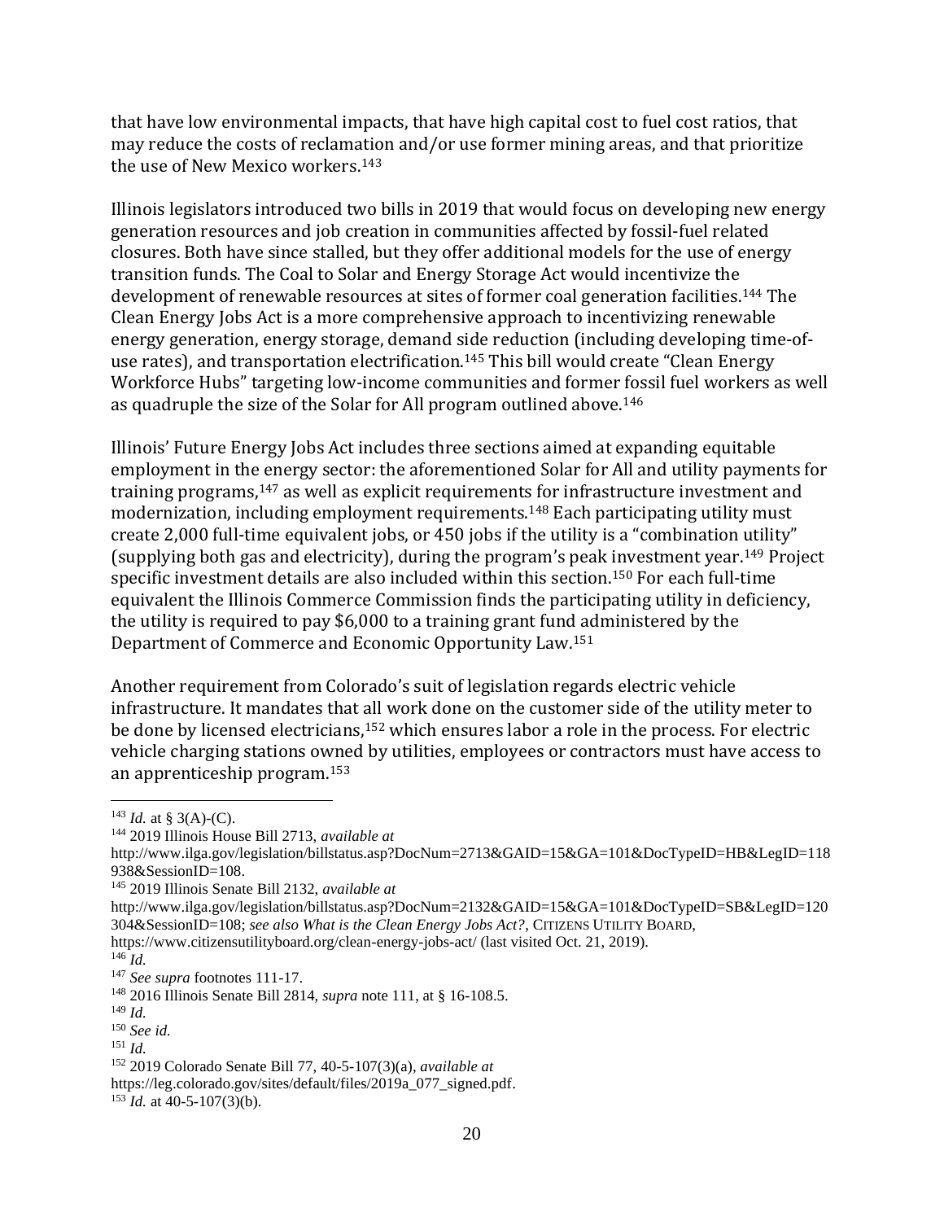that have low environmental impacts, that have high capital cost to fuel cost ratios, that may reduce the costs of reclamation and/or use former mining areas, and that prioritize the use of New Mexico workers.[143]

Illinois legislators introduced two bills in 2019 that would focus on developing new energy generation resources and job creation in communities affected by fossil-fuel related closures. Both have since stalled, but they offer additional models for the use of energy transition funds. The Coal to Solar and Energy Storage Act would incentivize the development of renewable resources at sites of former coal generation facilities.[144] The Clean Energy Jobs Act is a more comprehensive approach to incentivizing renewable energy generation, energy storage, demand side reduction (including developing time-of-use rates), and transportation electrification.[145] This bill would create "Clean Energy Workforce Hubs" targeting low-income communities and former fossil fuel workers as well as quadruple the size of the Solar for All program outlined above.[146]

Illinois' Future Energy Jobs Act includes three sections aimed at expanding equitable employment in the energy sector: the aforementioned Solar for All and utility payments for training programs,[147] as well as explicit requirements for infrastructure investment and modernization, including employment requirements.[148] Each participating utility must create 2,000 full-time equivalent jobs, or 450 jobs if the utility is a "combination utility" (supplying both gas and electricity), during the program's peak investment year.[149] Project specific investment details are also included within this section.[150] For each full-time equivalent the Illinois Commerce Commission finds the participating utility in deficiency, the utility is required to pay $6,000 to a training grant fund administered by the Department of Commerce and Economic Opportunity Law.[151]

Another requirement from Colorado's suit of legislation regards electric vehicle infrastructure. It mandates that all work done on the customer side of the utility meter to be done by licensed electricians,[152] which ensures labor a role in the process. For electric vehicle charging stations owned by utilities, employees or contractors must have access to an apprenticeship program.[153]

---

[143] *Id.* at § 3(A)-(C).

[144] 2019 Illinois House Bill 2713, *available at* http://www.ilga.gov/legislation/billstatus.asp?DocNum=2713&GAID=15&GA=101&DocTypeID=HB&LegID=118938&SessionID=108.

[145] 2019 Illinois Senate Bill 2132, *available at* http://www.ilga.gov/legislation/billstatus.asp?DocNum=2132&GAID=15&GA=101&DocTypeID=SB&LegID=120304&SessionID=108; *see also What is the Clean Energy Jobs Act?*, CITIZENS UTILITY BOARD, https://www.citizensutilityboard.org/clean-energy-jobs-act/ (last visited Oct. 21, 2019).

[146] *Id.*

[147] *See supra* footnotes 111-17.

[148] 2016 Illinois Senate Bill 2814, *supra* note 111, at § 16-108.5.

[149] *Id.*

[150] *See id.*

[151] *Id.*

[152] 2019 Colorado Senate Bill 77, 40-5-107(3)(a), *available at* https://leg.colorado.gov/sites/default/files/2019a_077_signed.pdf.

[153] *Id.* at 40-5-107(3)(b).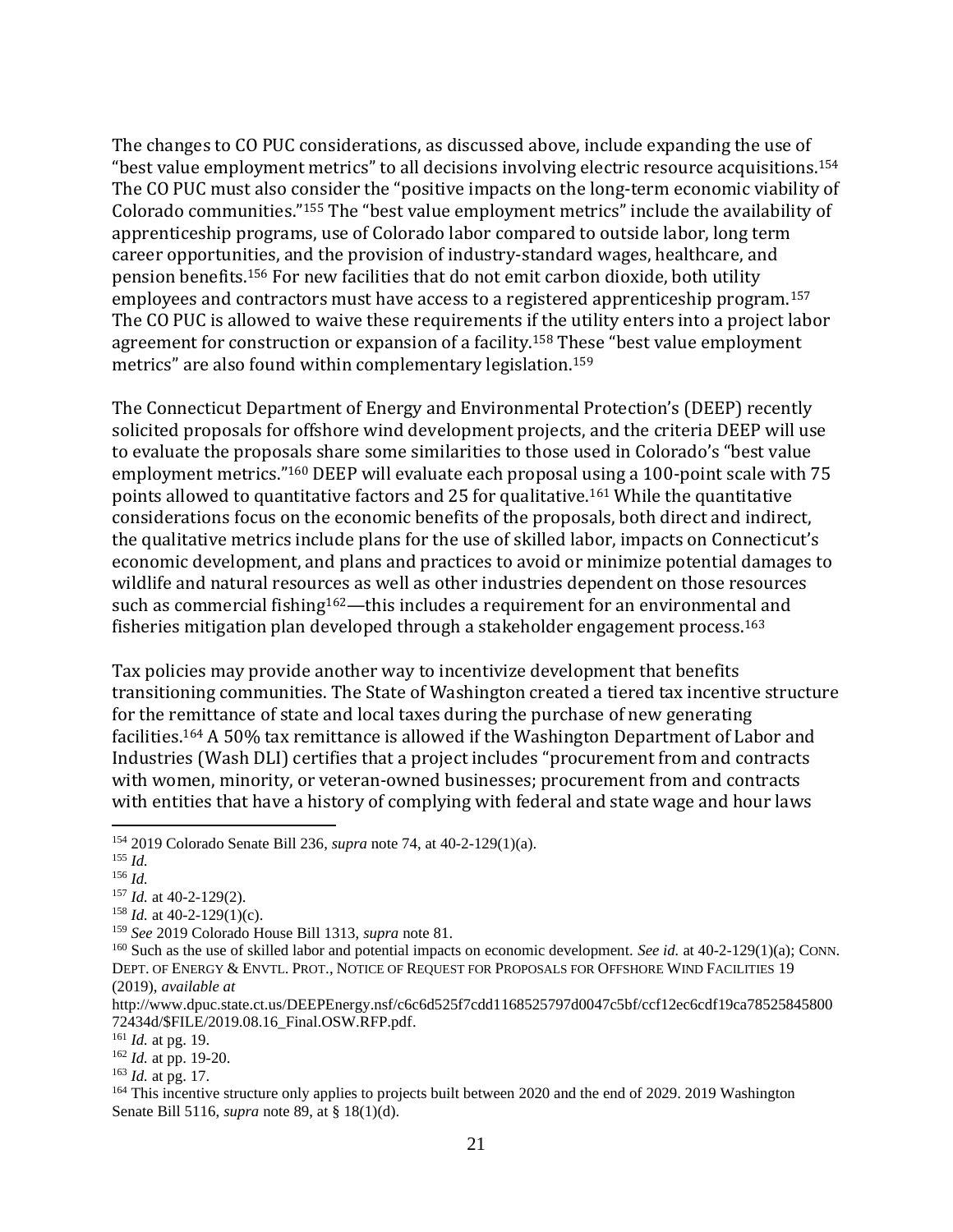The changes to CO PUC considerations, as discussed above, include expanding the use of "best value employment metrics" to all decisions involving electric resource acquisitions.[154] The CO PUC must also consider the "positive impacts on the long-term economic viability of Colorado communities."[155] The "best value employment metrics" include the availability of apprenticeship programs, use of Colorado labor compared to outside labor, long term career opportunities, and the provision of industry-standard wages, healthcare, and pension benefits.[156] For new facilities that do not emit carbon dioxide, both utility employees and contractors must have access to a registered apprenticeship program.[157] The CO PUC is allowed to waive these requirements if the utility enters into a project labor agreement for construction or expansion of a facility.[158] These "best value employment metrics" are also found within complementary legislation.[159]

The Connecticut Department of Energy and Environmental Protection's (DEEP) recently solicited proposals for offshore wind development projects, and the criteria DEEP will use to evaluate the proposals share some similarities to those used in Colorado's "best value employment metrics."[160] DEEP will evaluate each proposal using a 100-point scale with 75 points allowed to quantitative factors and 25 for qualitative.[161] While the quantitative considerations focus on the economic benefits of the proposals, both direct and indirect, the qualitative metrics include plans for the use of skilled labor, impacts on Connecticut's economic development, and plans and practices to avoid or minimize potential damages to wildlife and natural resources as well as other industries dependent on those resources such as commercial fishing[162]—this includes a requirement for an environmental and fisheries mitigation plan developed through a stakeholder engagement process.[163]

Tax policies may provide another way to incentivize development that benefits transitioning communities. The State of Washington created a tiered tax incentive structure for the remittance of state and local taxes during the purchase of new generating facilities.[164] A 50% tax remittance is allowed if the Washington Department of Labor and Industries (Wash DLI) certifies that a project includes "procurement from and contracts with women, minority, or veteran-owned businesses; procurement from and contracts with entities that have a history of complying with federal and state wage and hour laws

---

[154] 2019 Colorado Senate Bill 236, *supra* note 74, at 40-2-129(1)(a).

[155] *Id.*

[156] *Id.*

[157] *Id.* at 40-2-129(2).

[158] *Id.* at 40-2-129(1)(c).

[159] *See* 2019 Colorado House Bill 1313, *supra* note 81.

[160] Such as the use of skilled labor and potential impacts on economic development. *See id.* at 40-2-129(1)(a); CONN. DEPT. OF ENERGY & ENVTL. PROT., NOTICE OF REQUEST FOR PROPOSALS FOR OFFSHORE WIND FACILITIES 19 (2019), *available at* http://www.dpuc.state.ct.us/DEEPEnergy.nsf/c6c6d525f7cdd1168525797d0047c5bf/ccf12ec6cdf19ca7852584580072434d/$FILE/2019.08.16_Final.OSW.RFP.pdf.

[161] *Id.* at pg. 19.

[162] *Id.* at pp. 19-20.

[163] *Id.* at pg. 17.

[164] This incentive structure only applies to projects built between 2020 and the end of 2029. 2019 Washington Senate Bill 5116, *supra* note 89, at § 18(1)(d).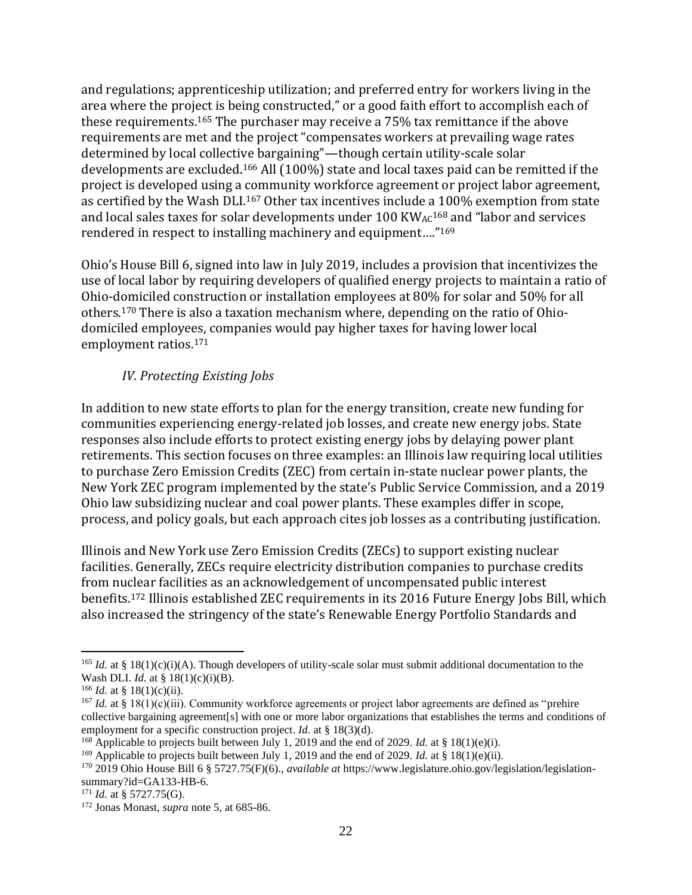and regulations; apprenticeship utilization; and preferred entry for workers living in the area where the project is being constructed," or a good faith effort to accomplish each of these requirements.[165] The purchaser may receive a 75% tax remittance if the above requirements are met and the project "compensates workers at prevailing wage rates determined by local collective bargaining"—though certain utility-scale solar developments are excluded.[166] All (100%) state and local taxes paid can be remitted if the project is developed using a community workforce agreement or project labor agreement, as certified by the Wash DLI.[167] Other tax incentives include a 100% exemption from state and local sales taxes for solar developments under 100 $KW_{AC}$[168] and "labor and services rendered in respect to installing machinery and equipment…."[169]

Ohio's House Bill 6, signed into law in July 2019, includes a provision that incentivizes the use of local labor by requiring developers of qualified energy projects to maintain a ratio of Ohio-domiciled construction or installation employees at 80% for solar and 50% for all others.[170] There is also a taxation mechanism where, depending on the ratio of Ohio-domiciled employees, companies would pay higher taxes for having lower local employment ratios.[171]

### *IV. Protecting Existing Jobs*

In addition to new state efforts to plan for the energy transition, create new funding for communities experiencing energy-related job losses, and create new energy jobs. State responses also include efforts to protect existing energy jobs by delaying power plant retirements. This section focuses on three examples: an Illinois law requiring local utilities to purchase Zero Emission Credits (ZEC) from certain in-state nuclear power plants, the New York ZEC program implemented by the state's Public Service Commission, and a 2019 Ohio law subsidizing nuclear and coal power plants. These examples differ in scope, process, and policy goals, but each approach cites job losses as a contributing justification.

Illinois and New York use Zero Emission Credits (ZECs) to support existing nuclear facilities. Generally, ZECs require electricity distribution companies to purchase credits from nuclear facilities as an acknowledgement of uncompensated public interest benefits.[172] Illinois established ZEC requirements in its 2016 Future Energy Jobs Bill, which also increased the stringency of the state's Renewable Energy Portfolio Standards and

---

[165] *Id.* at § 18(1)(c)(i)(A). Though developers of utility-scale solar must submit additional documentation to the Wash DLI. *Id.* at § 18(1)(c)(i)(B).

[166] *Id.* at § 18(1)(c)(ii).

[167] *Id.* at § 18(1)(c)(iii). Community workforce agreements or project labor agreements are defined as "prehire collective bargaining agreement[s] with one or more labor organizations that establishes the terms and conditions of employment for a specific construction project. *Id.* at § 18(3)(d).

[168] Applicable to projects built between July 1, 2019 and the end of 2029. *Id.* at § 18(1)(e)(i).

[169] Applicable to projects built between July 1, 2019 and the end of 2029. *Id.* at § 18(1)(e)(ii).

[170] 2019 Ohio House Bill 6 § 5727.75(F)(6)., *available at* https://www.legislature.ohio.gov/legislation/legislation-summary?id=GA133-HB-6.

[171] *Id.* at § 5727.75(G).

[172] Jonas Monast, *supra* note 5, at 685-86.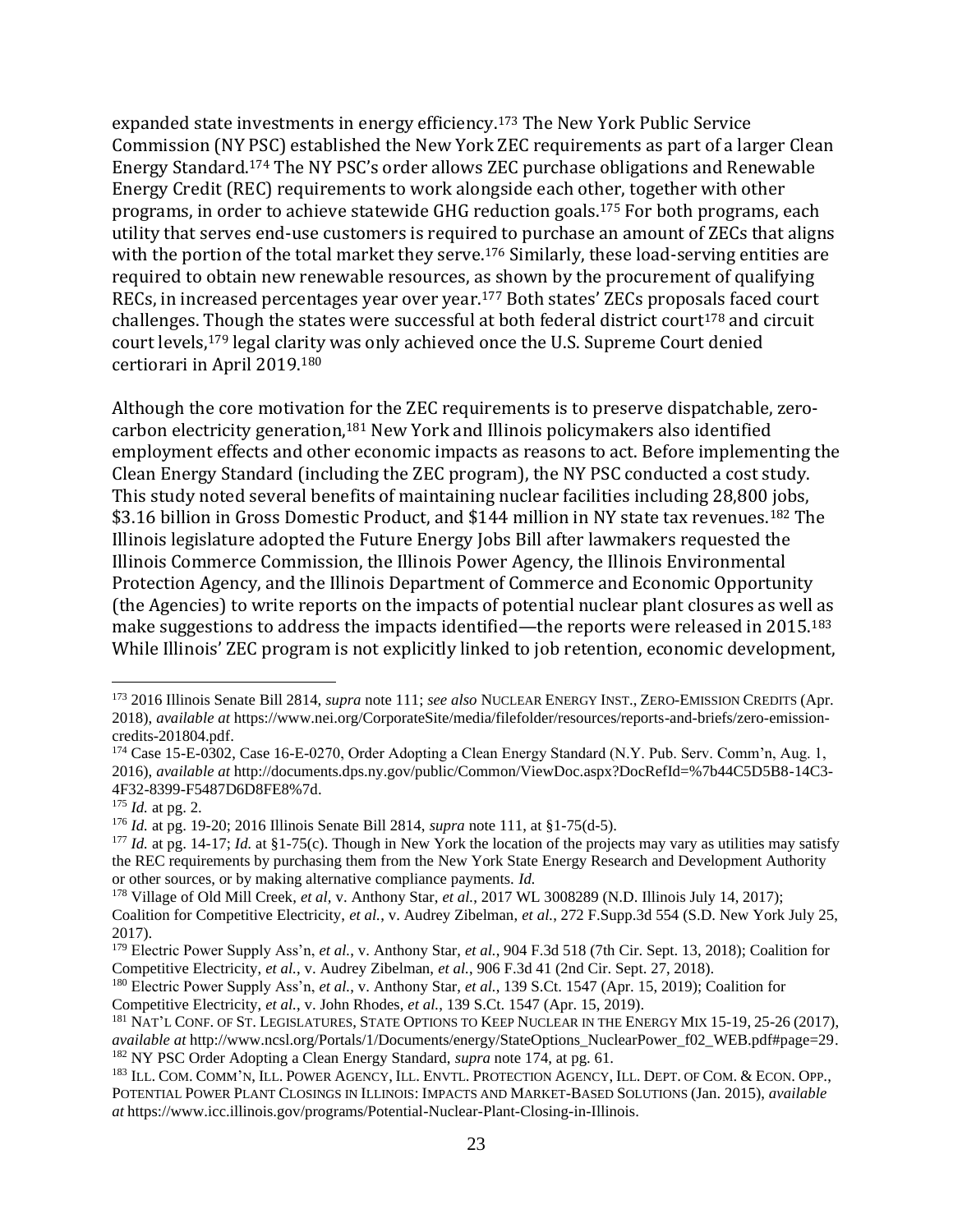expanded state investments in energy efficiency.[173] The New York Public Service Commission (NY PSC) established the New York ZEC requirements as part of a larger Clean Energy Standard.[174] The NY PSC's order allows ZEC purchase obligations and Renewable Energy Credit (REC) requirements to work alongside each other, together with other programs, in order to achieve statewide GHG reduction goals.[175] For both programs, each utility that serves end-use customers is required to purchase an amount of ZECs that aligns with the portion of the total market they serve.[176] Similarly, these load-serving entities are required to obtain new renewable resources, as shown by the procurement of qualifying RECs, in increased percentages year over year.[177] Both states' ZECs proposals faced court challenges. Though the states were successful at both federal district court[178] and circuit court levels,[179] legal clarity was only achieved once the U.S. Supreme Court denied certiorari in April 2019.[180]

Although the core motivation for the ZEC requirements is to preserve dispatchable, zero-carbon electricity generation,[181] New York and Illinois policymakers also identified employment effects and other economic impacts as reasons to act. Before implementing the Clean Energy Standard (including the ZEC program), the NY PSC conducted a cost study. This study noted several benefits of maintaining nuclear facilities including 28,800 jobs, $3.16 billion in Gross Domestic Product, and $144 million in NY state tax revenues.[182] The Illinois legislature adopted the Future Energy Jobs Bill after lawmakers requested the Illinois Commerce Commission, the Illinois Power Agency, the Illinois Environmental Protection Agency, and the Illinois Department of Commerce and Economic Opportunity (the Agencies) to write reports on the impacts of potential nuclear plant closures as well as make suggestions to address the impacts identified—the reports were released in 2015.[183] While Illinois' ZEC program is not explicitly linked to job retention, economic development,

---

[173] 2016 Illinois Senate Bill 2814, *supra* note 111; *see also* NUCLEAR ENERGY INST., ZERO-EMISSION CREDITS (Apr. 2018), *available at* https://www.nei.org/CorporateSite/media/filefolder/resources/reports-and-briefs/zero-emission-credits-201804.pdf.

[174] Case 15-E-0302, Case 16-E-0270, Order Adopting a Clean Energy Standard (N.Y. Pub. Serv. Comm'n, Aug. 1, 2016), *available at* http://documents.dps.ny.gov/public/Common/ViewDoc.aspx?DocRefId=%7b44C5D5B8-14C3-4F32-8399-F5487D6D8FE8%7d.

[175] *Id.* at pg. 2.

[176] *Id.* at pg. 19-20; 2016 Illinois Senate Bill 2814, *supra* note 111, at §1-75(d-5).

[177] *Id.* at pg. 14-17; *Id.* at §1-75(c). Though in New York the location of the projects may vary as utilities may satisfy the REC requirements by purchasing them from the New York State Energy Research and Development Authority or other sources, or by making alternative compliance payments. *Id.*

[178] Village of Old Mill Creek, *et al*, v. Anthony Star, *et al.*, 2017 WL 3008289 (N.D. Illinois July 14, 2017); Coalition for Competitive Electricity, *et al.*, v. Audrey Zibelman, *et al.*, 272 F.Supp.3d 554 (S.D. New York July 25, 2017).

[179] Electric Power Supply Ass'n, *et al.*, v. Anthony Star, *et al.*, 904 F.3d 518 (7th Cir. Sept. 13, 2018); Coalition for Competitive Electricity, *et al.*, v. Audrey Zibelman, *et al.*, 906 F.3d 41 (2nd Cir. Sept. 27, 2018).

[180] Electric Power Supply Ass'n, *et al.*, v. Anthony Star, *et al.*, 139 S.Ct. 1547 (Apr. 15, 2019); Coalition for Competitive Electricity, *et al.*, v. John Rhodes, *et al.*, 139 S.Ct. 1547 (Apr. 15, 2019).

[181] NAT'L CONF. OF ST. LEGISLATURES, STATE OPTIONS TO KEEP NUCLEAR IN THE ENERGY MIX 15-19, 25-26 (2017), *available at* http://www.ncsl.org/Portals/1/Documents/energy/StateOptions_NuclearPower_f02_WEB.pdf#page=29.

[182] NY PSC Order Adopting a Clean Energy Standard, *supra* note 174, at pg. 61.

[183] ILL. COM. COMM'N, ILL. POWER AGENCY, ILL. ENVTL. PROTECTION AGENCY, ILL. DEPT. OF COM. & ECON. OPP., POTENTIAL POWER PLANT CLOSINGS IN ILLINOIS: IMPACTS AND MARKET-BASED SOLUTIONS (Jan. 2015), *available at* https://www.icc.illinois.gov/programs/Potential-Nuclear-Plant-Closing-in-Illinois.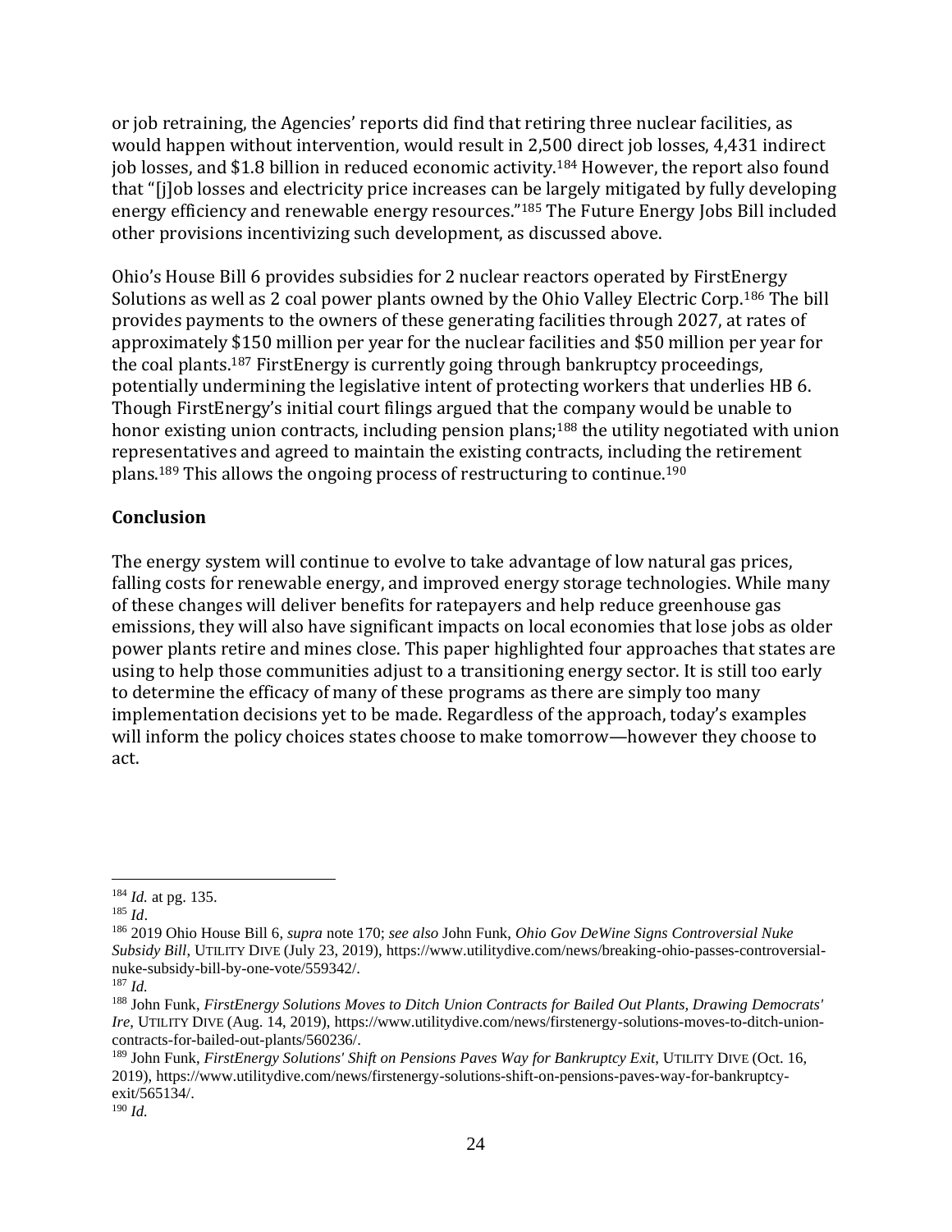or job retraining, the Agencies' reports did find that retiring three nuclear facilities, as would happen without intervention, would result in 2,500 direct job losses, 4,431 indirect job losses, and $1.8 billion in reduced economic activity.[184] However, the report also found that "[j]ob losses and electricity price increases can be largely mitigated by fully developing energy efficiency and renewable energy resources."[185] The Future Energy Jobs Bill included other provisions incentivizing such development, as discussed above.

Ohio's House Bill 6 provides subsidies for 2 nuclear reactors operated by FirstEnergy Solutions as well as 2 coal power plants owned by the Ohio Valley Electric Corp.[186] The bill provides payments to the owners of these generating facilities through 2027, at rates of approximately $150 million per year for the nuclear facilities and $50 million per year for the coal plants.[187] FirstEnergy is currently going through bankruptcy proceedings, potentially undermining the legislative intent of protecting workers that underlies HB 6. Though FirstEnergy's initial court filings argued that the company would be unable to honor existing union contracts, including pension plans;[188] the utility negotiated with union representatives and agreed to maintain the existing contracts, including the retirement plans.[189] This allows the ongoing process of restructuring to continue.[190]

## Conclusion

The energy system will continue to evolve to take advantage of low natural gas prices, falling costs for renewable energy, and improved energy storage technologies. While many of these changes will deliver benefits for ratepayers and help reduce greenhouse gas emissions, they will also have significant impacts on local economies that lose jobs as older power plants retire and mines close. This paper highlighted four approaches that states are using to help those communities adjust to a transitioning energy sector. It is still too early to determine the efficacy of many of these programs as there are simply too many implementation decisions yet to be made. Regardless of the approach, today's examples will inform the policy choices states choose to make tomorrow—however they choose to act.

---

[184] *Id.* at pg. 135.

[185] *Id*.

[186] 2019 Ohio House Bill 6, *supra* note 170; *see also* John Funk, *Ohio Gov DeWine Signs Controversial Nuke Subsidy Bill*, UTILITY DIVE (July 23, 2019), https://www.utilitydive.com/news/breaking-ohio-passes-controversial-nuke-subsidy-bill-by-one-vote/559342/.

[187] *Id.*

[188] John Funk, *FirstEnergy Solutions Moves to Ditch Union Contracts for Bailed Out Plants, Drawing Democrats' Ire*, UTILITY DIVE (Aug. 14, 2019), https://www.utilitydive.com/news/firstenergy-solutions-moves-to-ditch-union-contracts-for-bailed-out-plants/560236/.

[189] John Funk, *FirstEnergy Solutions' Shift on Pensions Paves Way for Bankruptcy Exit*, UTILITY DIVE (Oct. 16, 2019), https://www.utilitydive.com/news/firstenergy-solutions-shift-on-pensions-paves-way-for-bankruptcy-exit/565134/.

[190] *Id.*